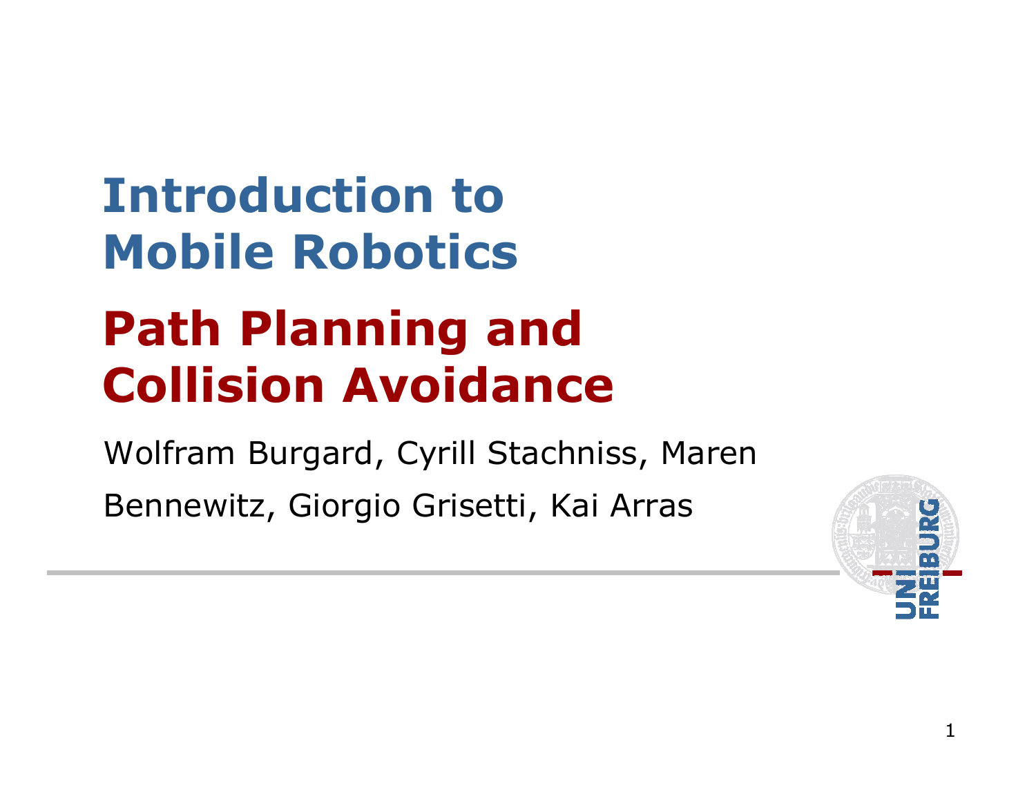# Introduction to Mobile Robotics

## Path Planning and Collision Avoidance

Wolfram Burgard, Cyrill Stachniss, Maren Bennewitz, Giorgio Grisetti, Kai Arras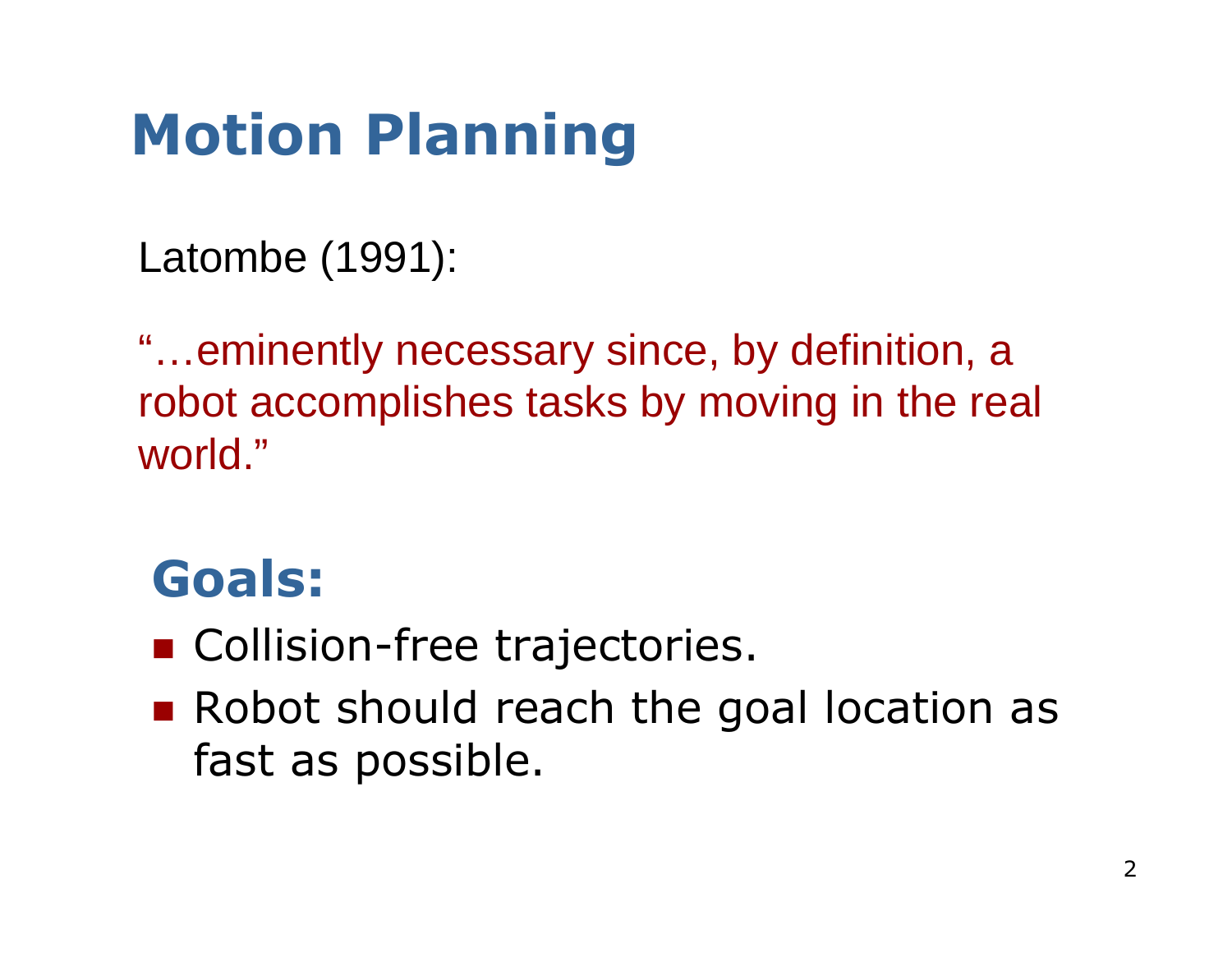# Motion Planning

Latombe (1991):

"…eminently necessary since, by definition, a robot accomplishes tasks by moving in the real world."

## Goals:

- Collision-free trajectories.
- Robot should reach the goal location as fast as possible.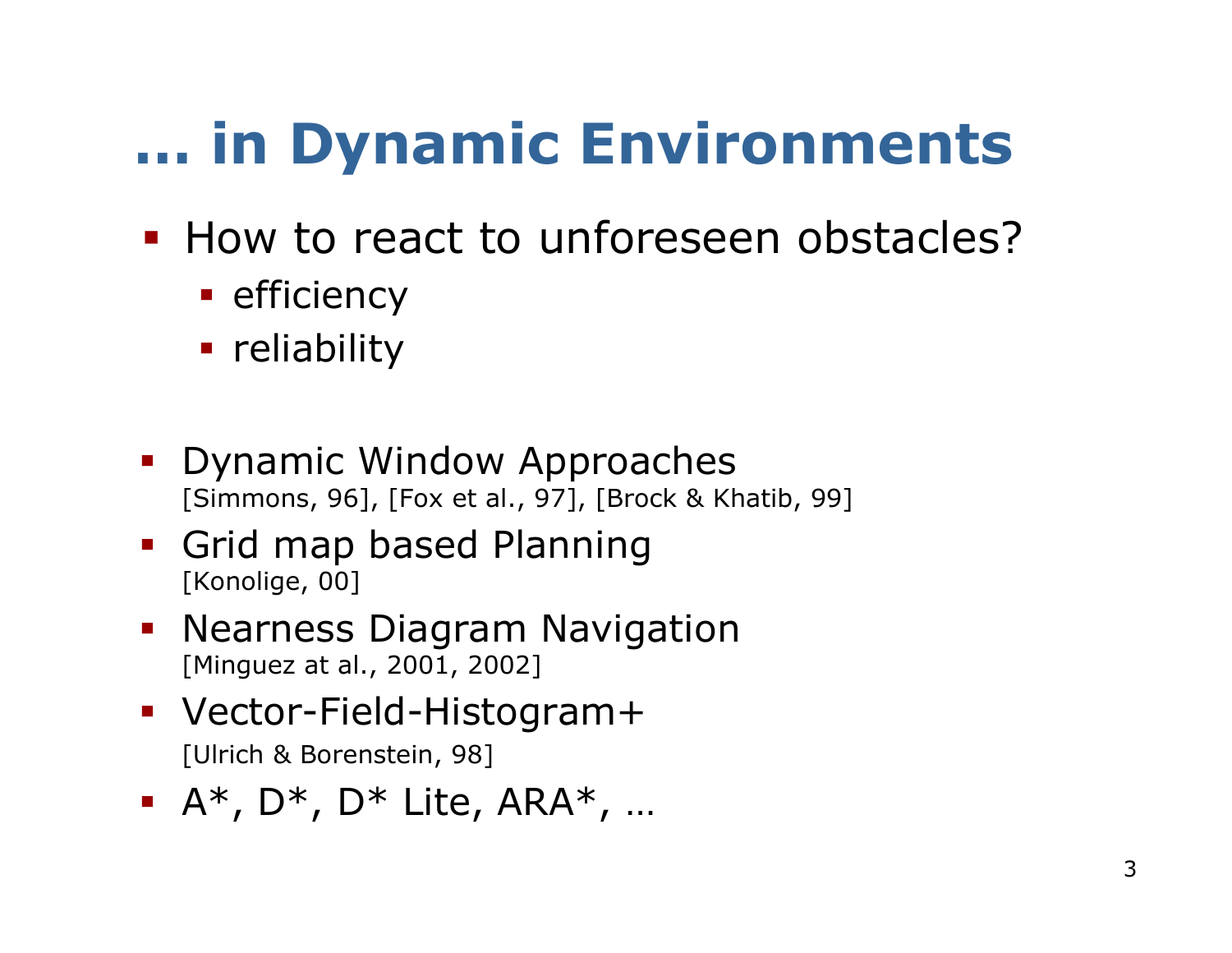# … in Dynamic Environments

- How to react to unforeseen obstacles?
  - efficiency
  - reliability

- Dynamic Window Approaches
  [Simmons, 96], [Fox et al., 97], [Brock & Khatib, 99]
- Grid map based Planning
  [Konolige, 00]
- Nearness Diagram Navigation
  [Minguez at al., 2001, 2002]
- Vector-Field-Histogram+
  [Ulrich & Borenstein, 98]
- A*, D*, D* Lite, ARA*, …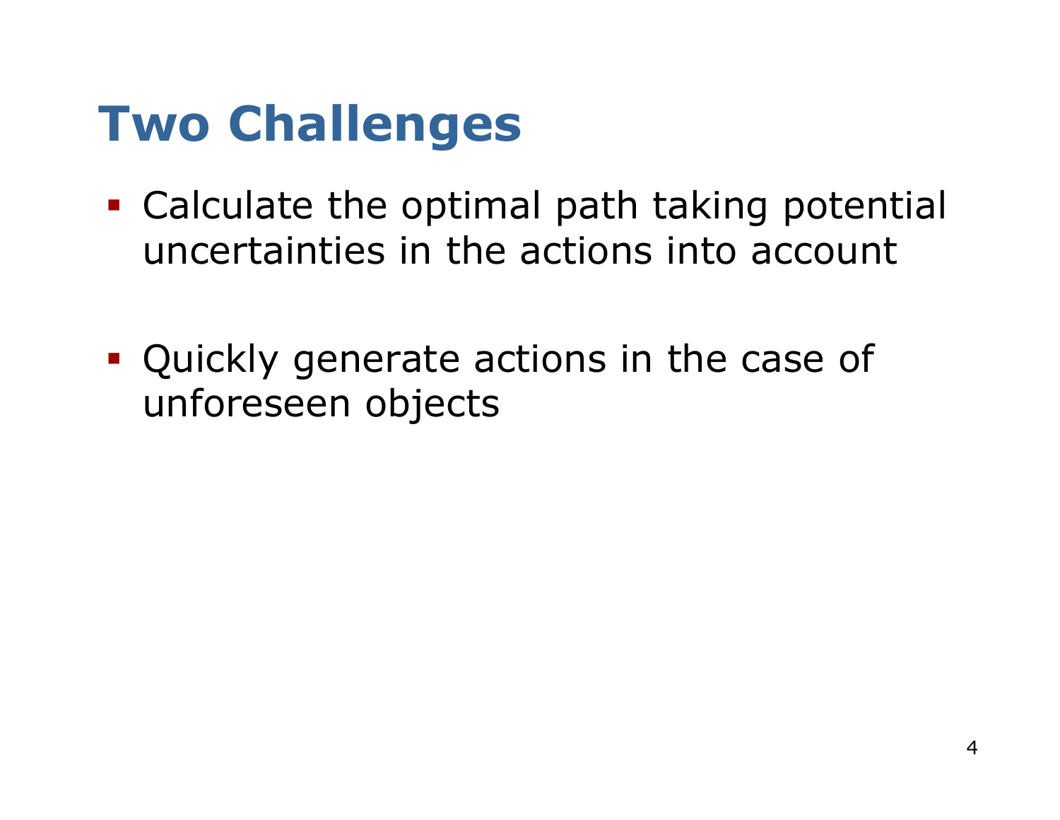# Two Challenges

- Calculate the optimal path taking potential uncertainties in the actions into account

- Quickly generate actions in the case of unforeseen objects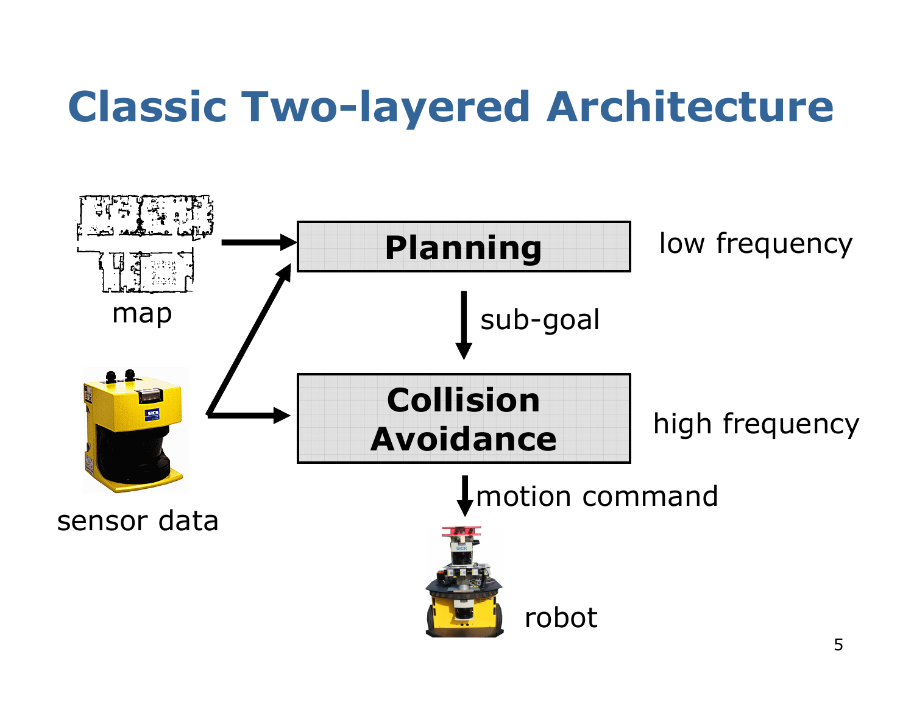# Classic Two-layered Architecture

map

sensor data

Planning

low frequency

sub-goal

Collision Avoidance

high frequency

motion command

robot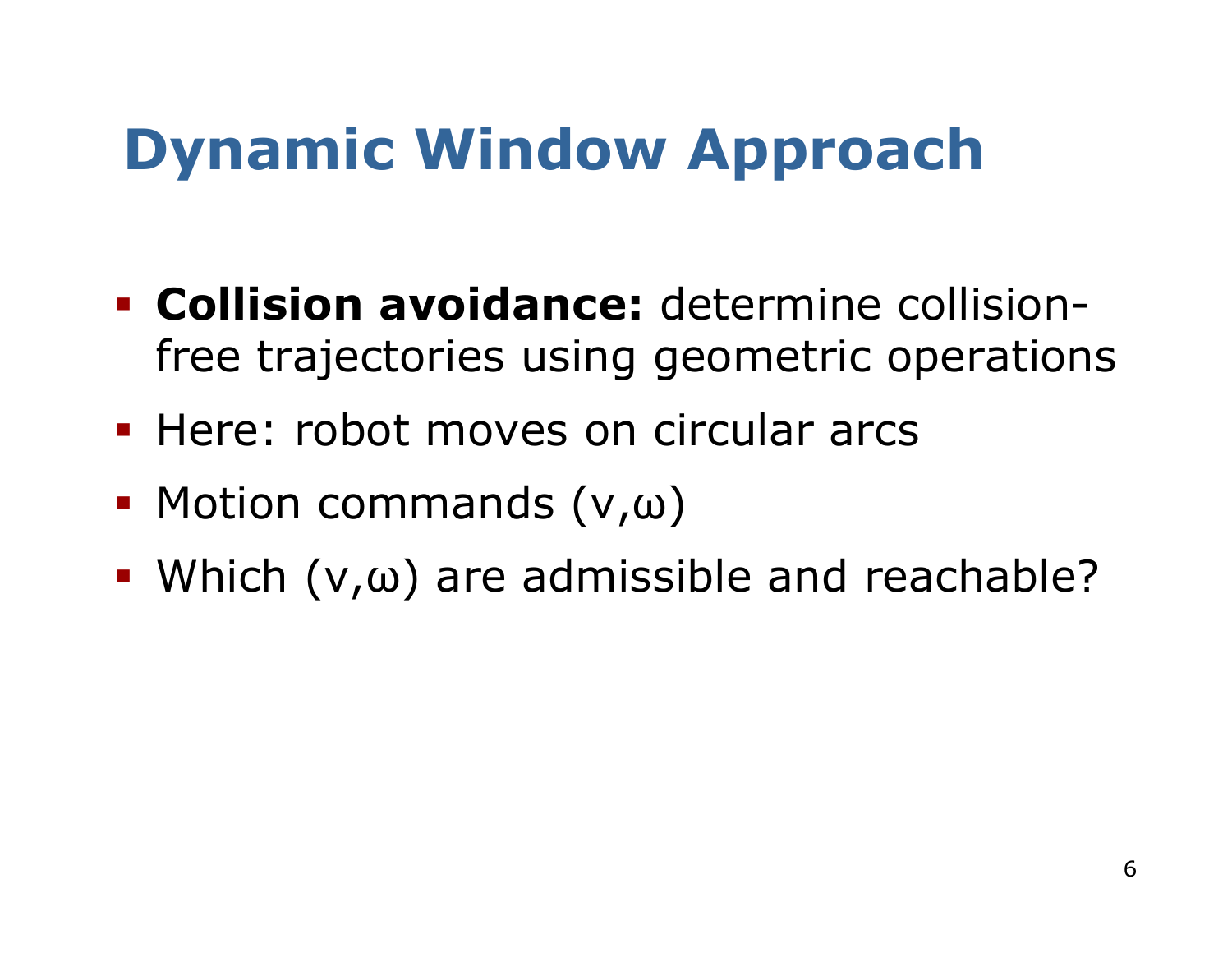# Dynamic Window Approach

- **Collision avoidance:** determine collision-free trajectories using geometric operations
- Here: robot moves on circular arcs
- Motion commands $(v,\omega)$
- Which $(v,\omega)$ are admissible and reachable?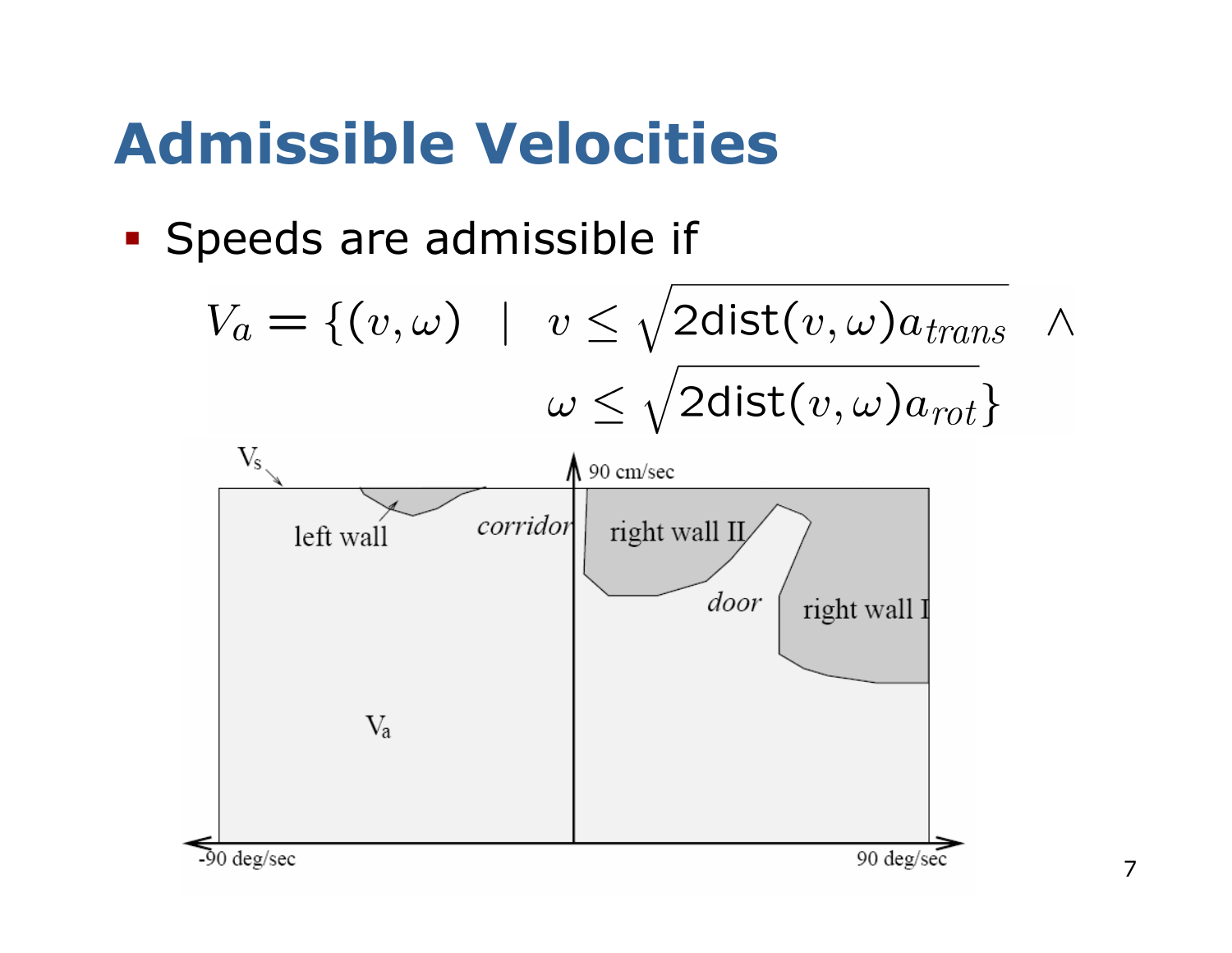# Admissible Velocities

- Speeds are admissible if

$$V_a = \{(v, \omega) \;\;|\;\; v \leq \sqrt{2\text{dist}(v,\omega)a_{trans}} \;\;\wedge$$
$$\omega \leq \sqrt{2\text{dist}(v,\omega)a_{rot}}\}$$

$V_s$

90 cm/sec

left wall

*corridor*

right wall II

*door*

right wall I

$V_a$

-90 deg/sec

90 deg/sec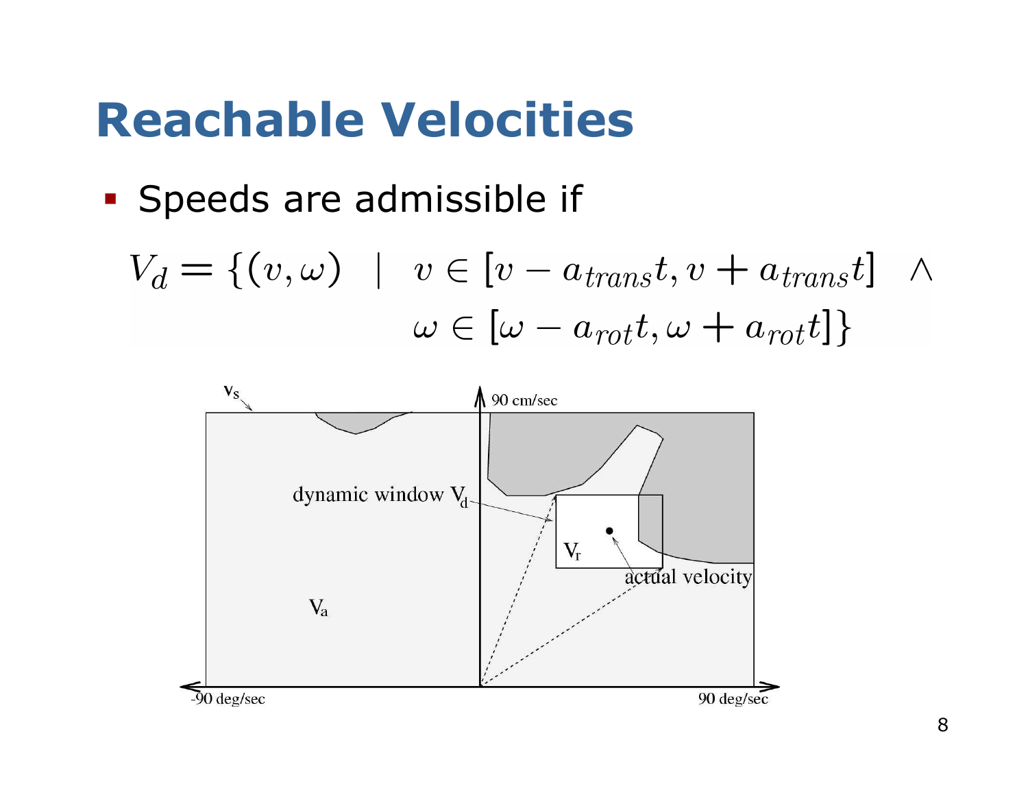# Reachable Velocities

- Speeds are admissible if

$$V_d = \{(v, \omega) \quad | \quad v \in [v - a_{trans}t, v + a_{trans}t] \quad \wedge \\ \omega \in [\omega - a_{rot}t, \omega + a_{rot}t]\}$$

$v_s$

90 cm/sec

dynamic window $V_d$

$V_r$

actual velocity

$V_a$

-90 deg/sec

90 deg/sec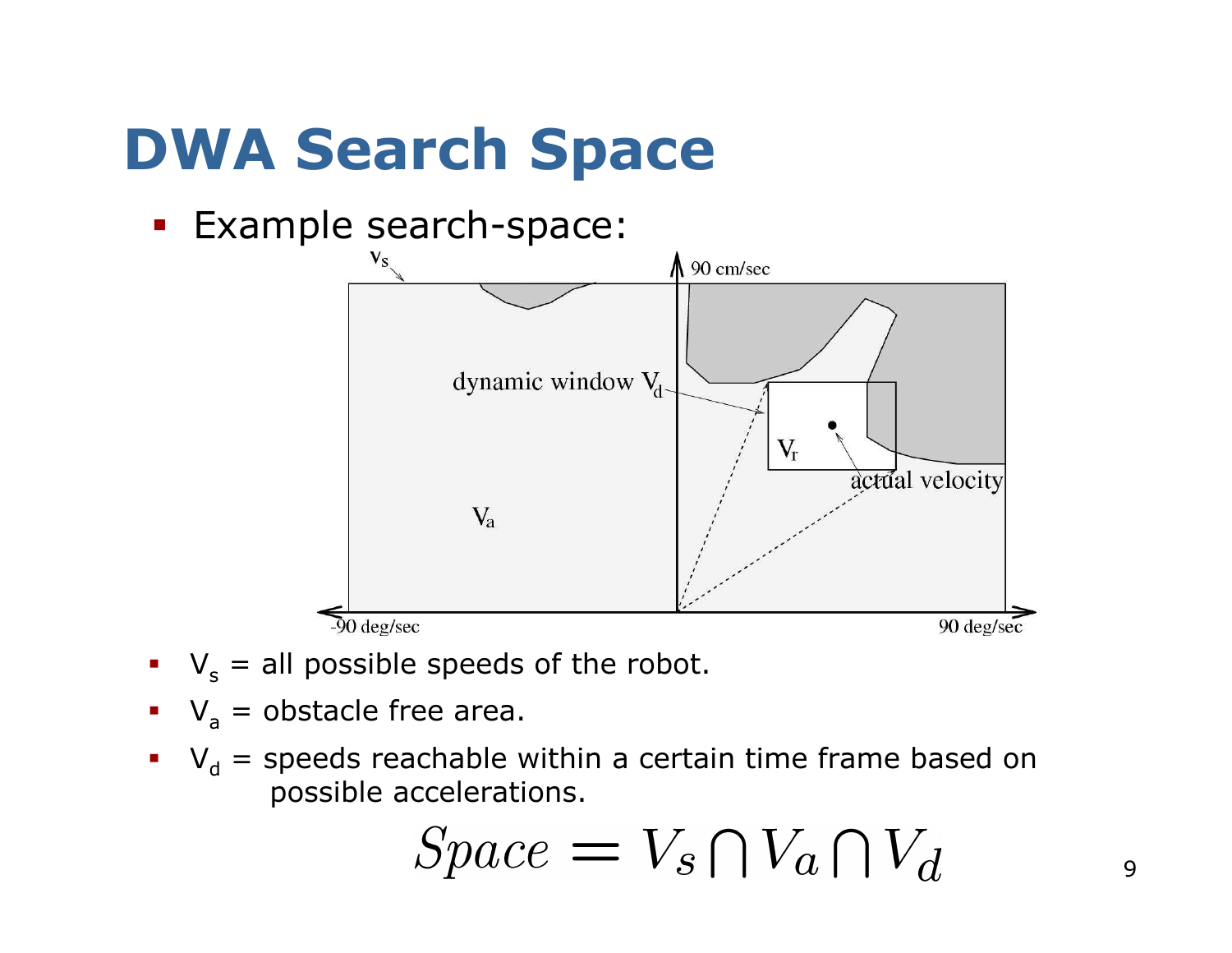# DWA Search Space

- Example search-space:

- $V_s$ = all possible speeds of the robot.
- $V_a$ = obstacle free area.
- $V_d$ = speeds reachable within a certain time frame based on possible accelerations.

$$Space = V_s \bigcap V_a \bigcap V_d$$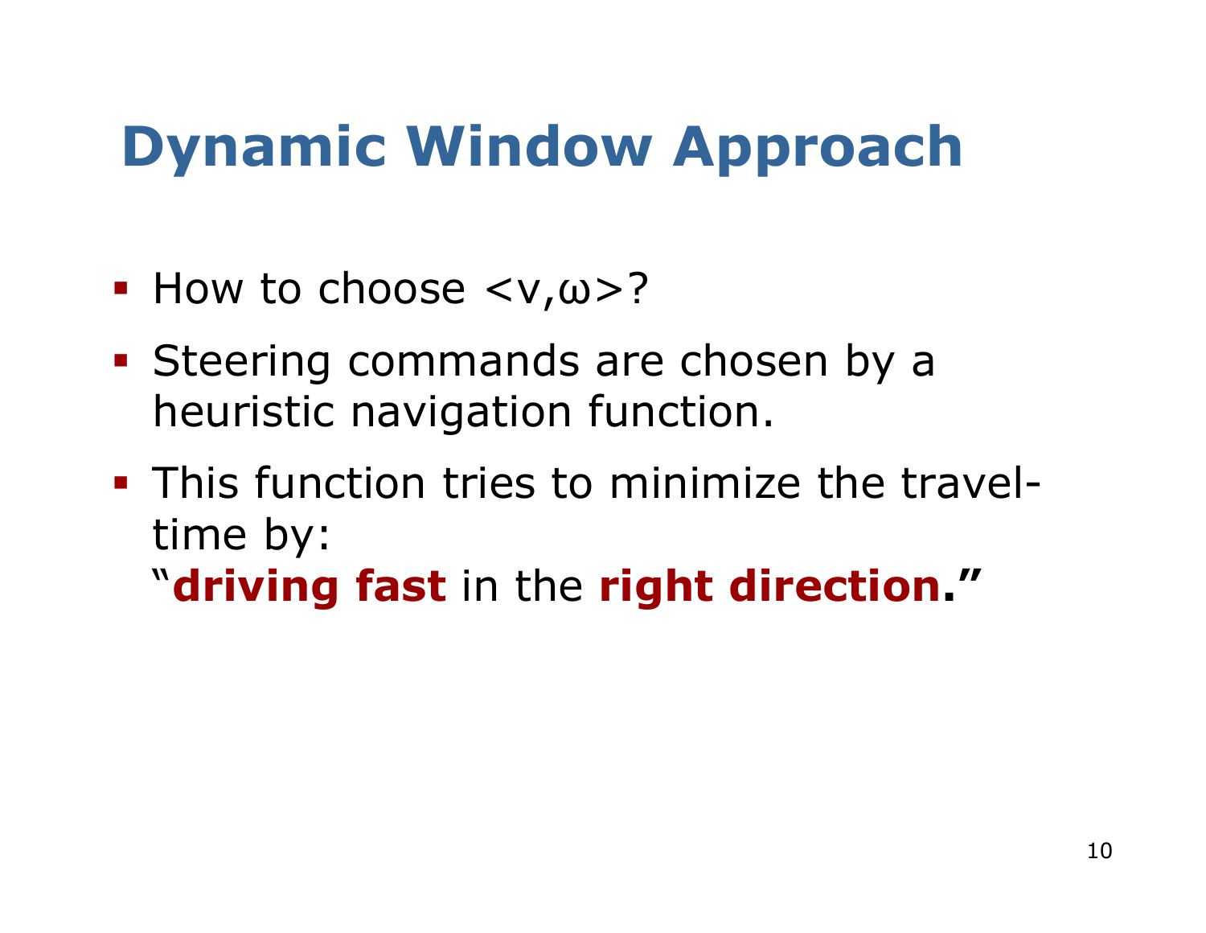# Dynamic Window Approach

- How to choose $<v,\omega>$?
- Steering commands are chosen by a heuristic navigation function.
- This function tries to minimize the travel-time by:
  "**driving fast** in the **right direction**."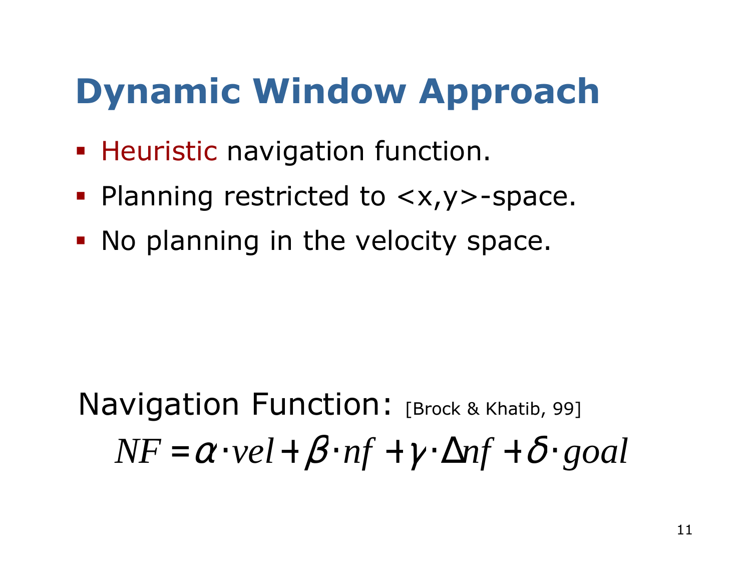# Dynamic Window Approach

- Heuristic navigation function.
- Planning restricted to <x,y>-space.
- No planning in the velocity space.

Navigation Function: [Brock & Khatib, 99]

$$NF = \alpha \cdot vel + \beta \cdot nf + \gamma \cdot \Delta nf + \delta \cdot goal$$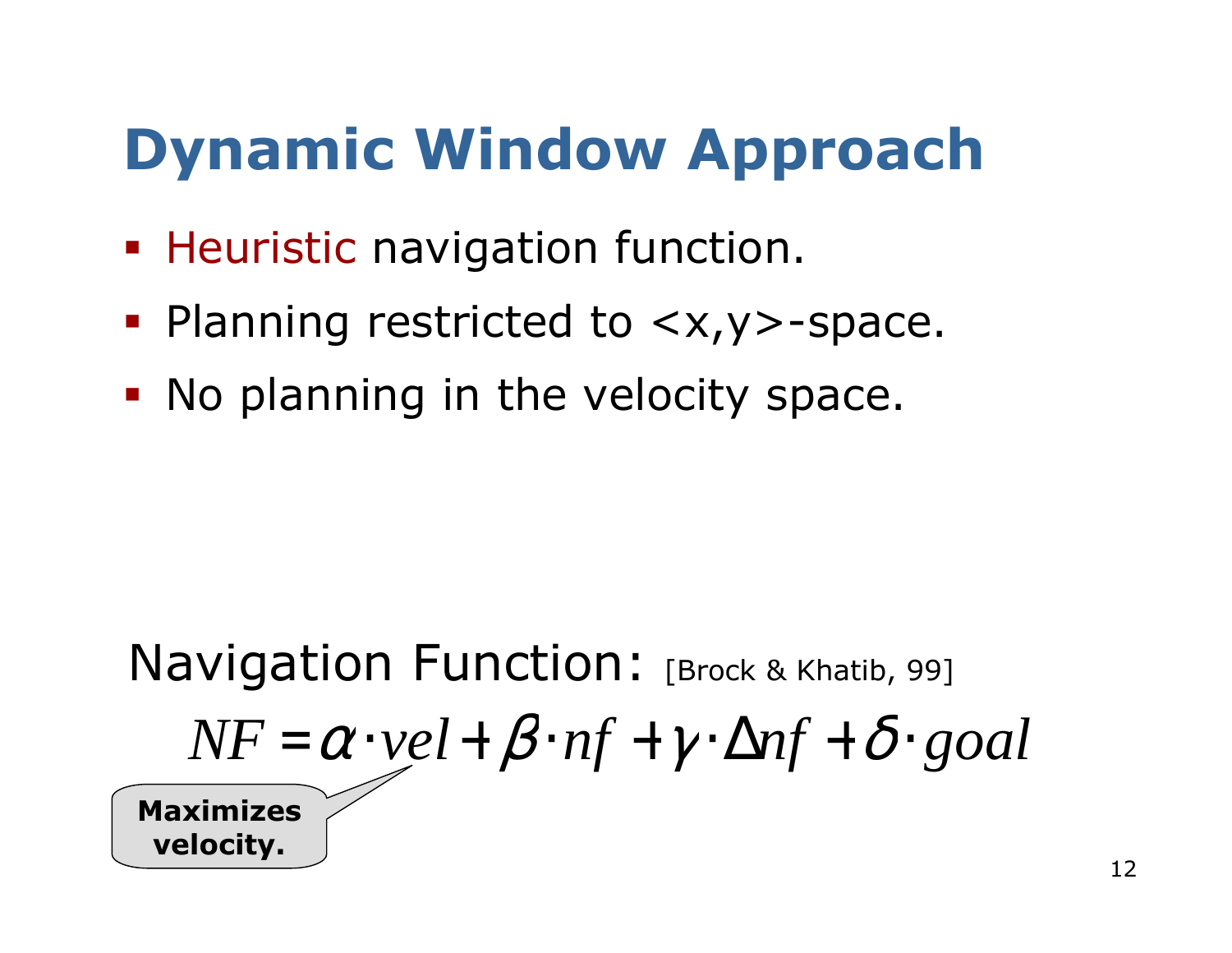# Dynamic Window Approach

- Heuristic navigation function.
- Planning restricted to <x,y>-space.
- No planning in the velocity space.

Navigation Function: [Brock & Khatib, 99]

$$NF = \alpha \cdot vel + \beta \cdot nf + \gamma \cdot \Delta nf + \delta \cdot goal$$

**Maximizes velocity.**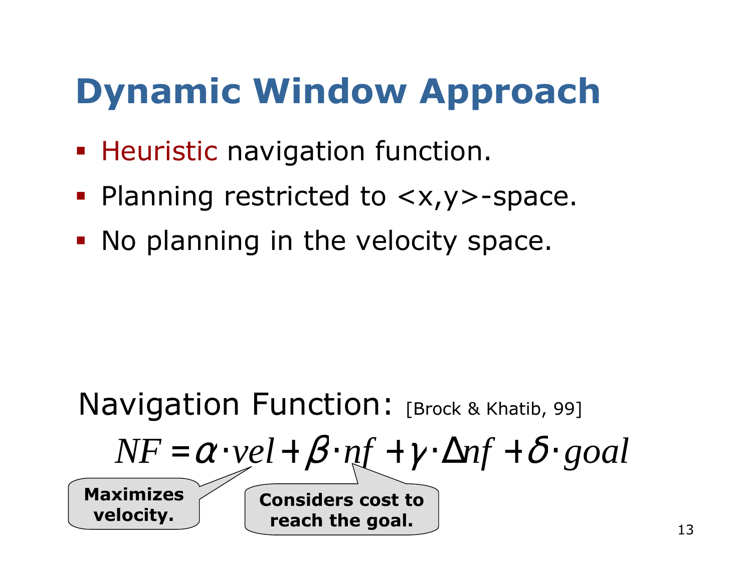# Dynamic Window Approach

- Heuristic navigation function.
- Planning restricted to <x,y>-space.
- No planning in the velocity space.

Navigation Function: [Brock & Khatib, 99]

$$NF = \alpha \cdot vel + \beta \cdot nf + \gamma \cdot \Delta nf + \delta \cdot goal$$

**Maximizes velocity.**

**Considers cost to reach the goal.**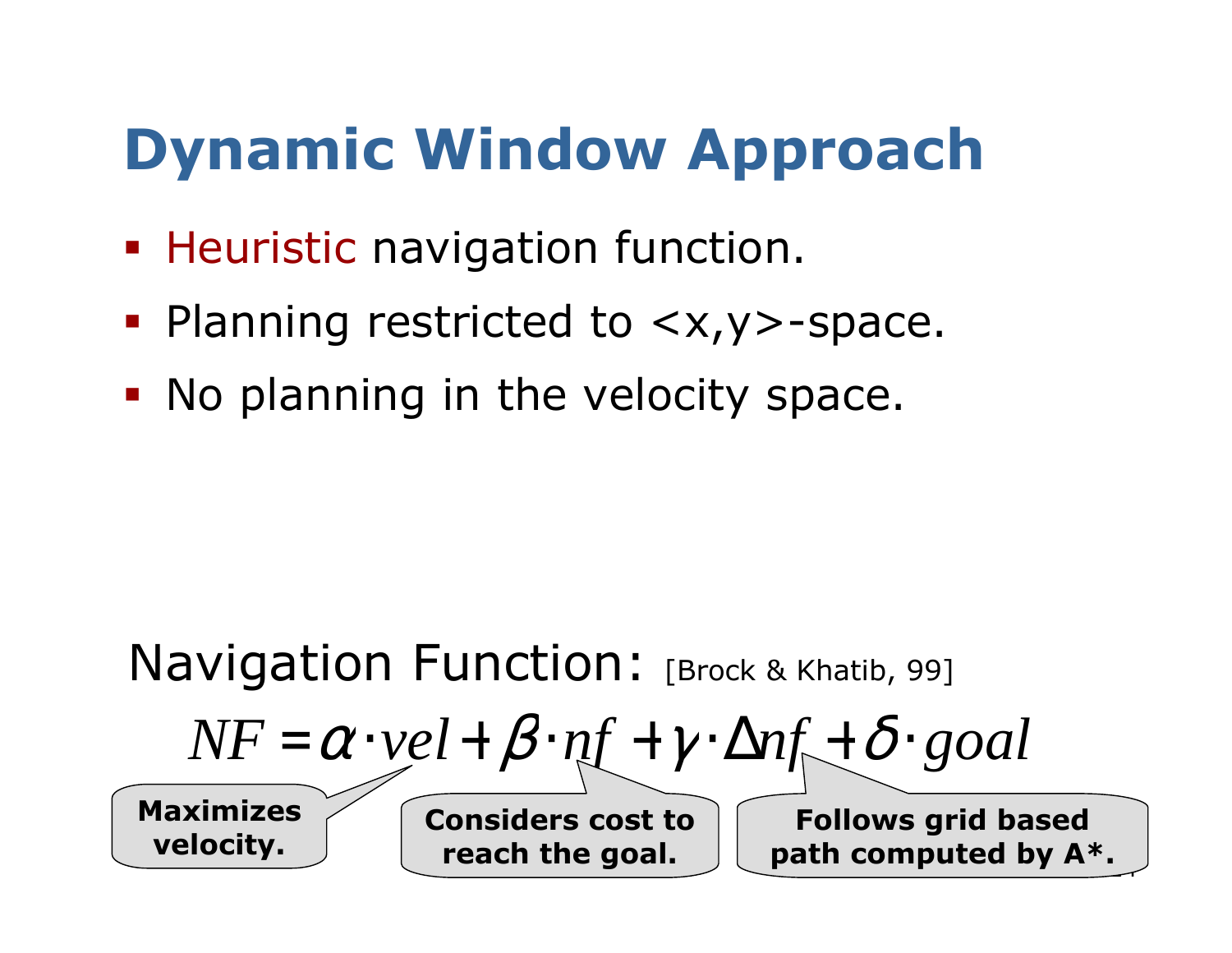# Dynamic Window Approach

- Heuristic navigation function.
- Planning restricted to <x,y>-space.
- No planning in the velocity space.

Navigation Function: [Brock & Khatib, 99]

$$NF = \alpha \cdot vel + \beta \cdot nf + \gamma \cdot \Delta nf + \delta \cdot goal$$

**Maximizes velocity.**

**Considers cost to reach the goal.**

**Follows grid based path computed by A\*.**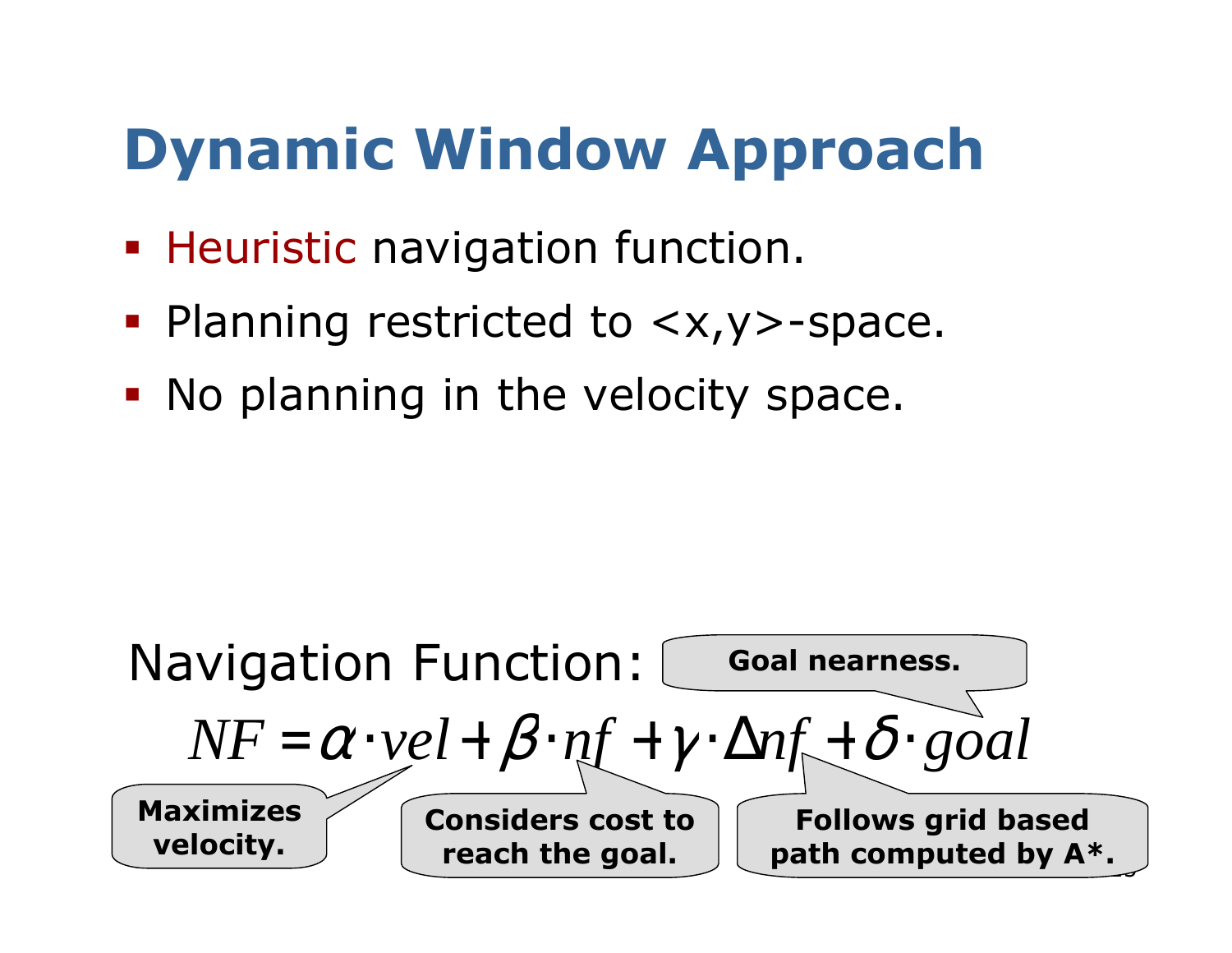# Dynamic Window Approach

- Heuristic navigation function.
- Planning restricted to <x,y>-space.
- No planning in the velocity space.

Navigation Function:

$$NF = \alpha \cdot vel + \beta \cdot nf + \gamma \cdot \Delta nf + \delta \cdot goal$$

- Maximizes velocity. ($\alpha \cdot vel$)
- Considers cost to reach the goal. ($\beta \cdot nf$)
- Follows grid based path computed by A*. ($\gamma \cdot \Delta nf$)
- Goal nearness. ($\delta \cdot goal$)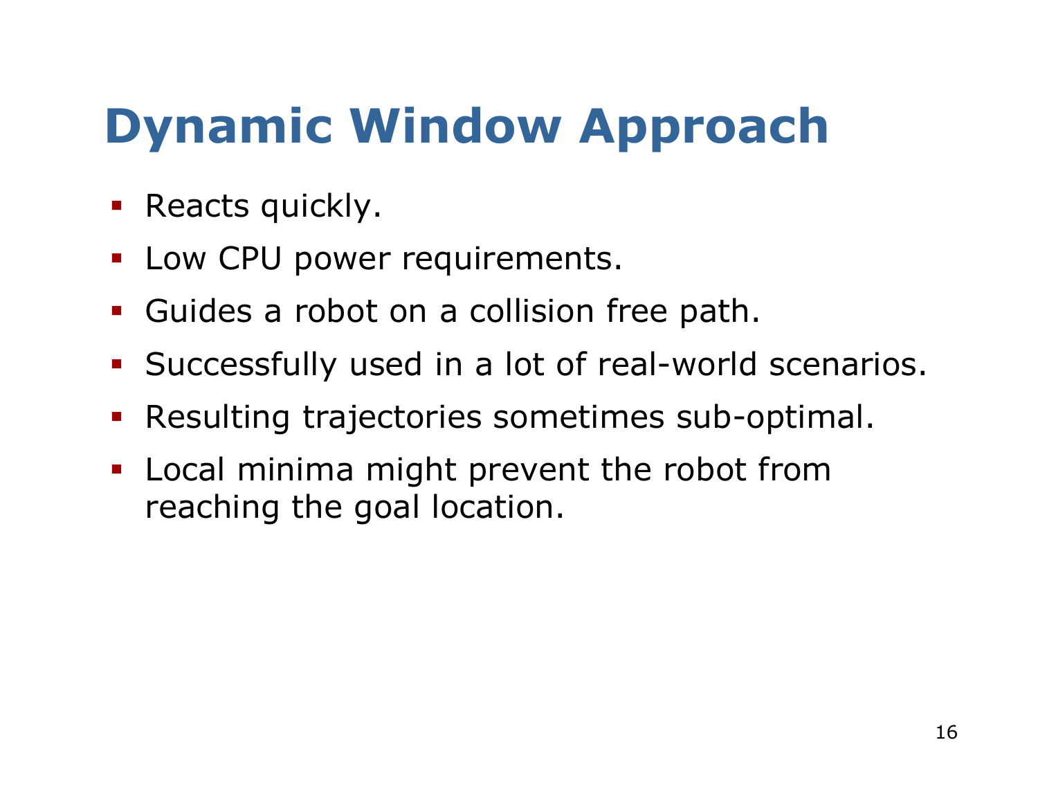# Dynamic Window Approach

- Reacts quickly.
- Low CPU power requirements.
- Guides a robot on a collision free path.
- Successfully used in a lot of real-world scenarios.
- Resulting trajectories sometimes sub-optimal.
- Local minima might prevent the robot from reaching the goal location.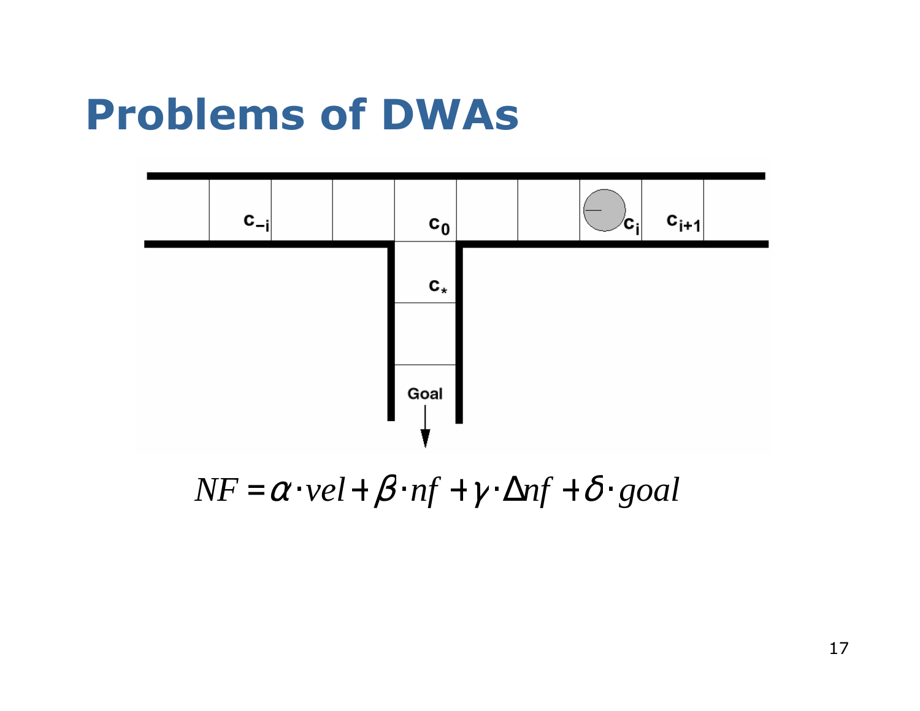# Problems of DWAs

$$NF = \alpha \cdot vel + \beta \cdot nf + \gamma \cdot \Delta nf + \delta \cdot goal$$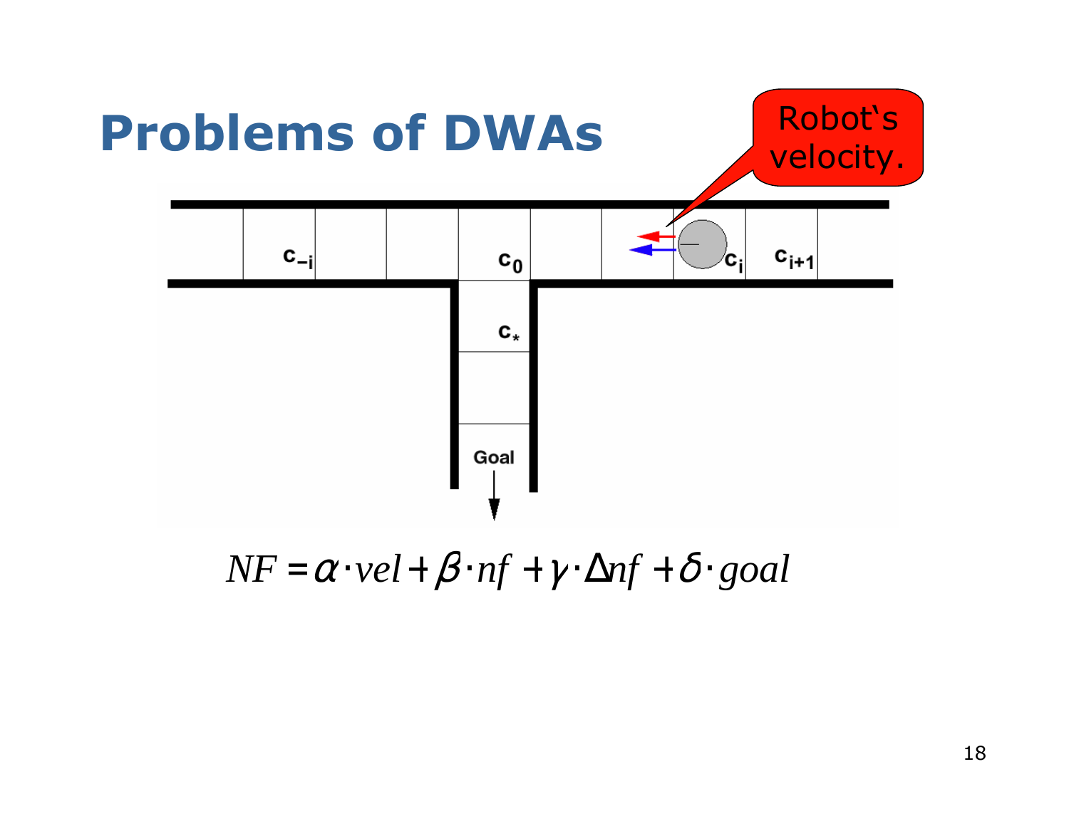# Problems of DWAs

Robot's velocity.

$c_{-i}$ $c_0$ $c_i$ $c_{i+1}$ $c_*$ Goal

$$NF = \alpha \cdot vel + \beta \cdot nf + \gamma \cdot \Delta nf + \delta \cdot goal$$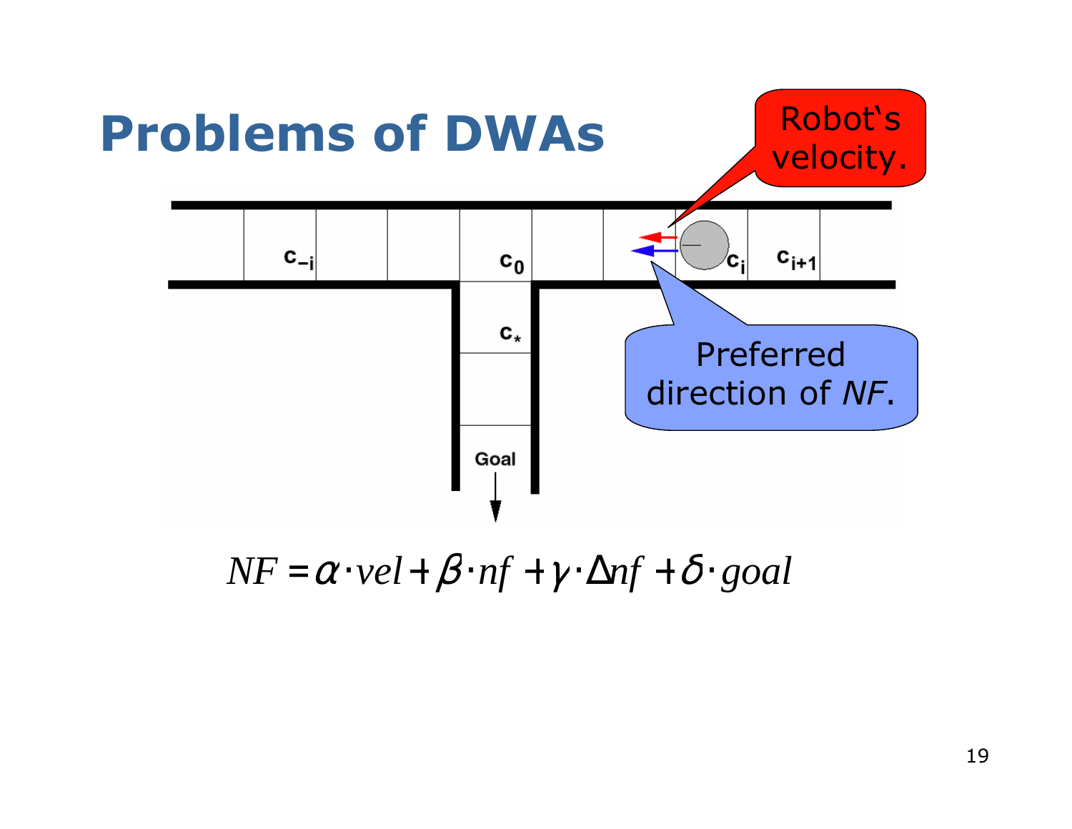# Problems of DWAs

Robot's velocity.

$c_{-i}$ $c_0$ $c_i$ $c_{i+1}$ $c_*$ Goal

Preferred direction of *NF*.

$$NF = \alpha \cdot vel + \beta \cdot nf + \gamma \cdot \Delta nf + \delta \cdot goal$$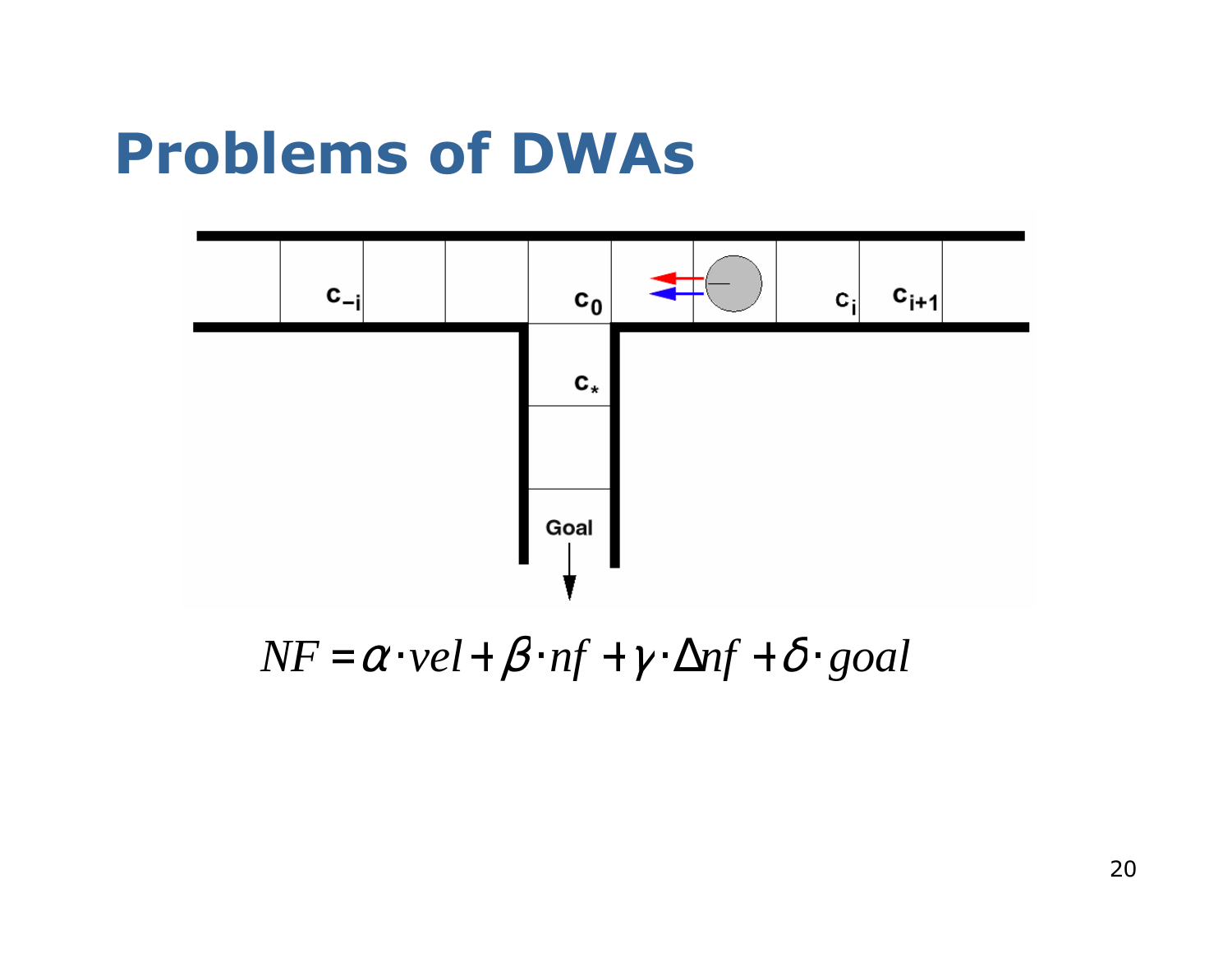# Problems of DWAs

$$NF = \alpha \cdot vel + \beta \cdot nf + \gamma \cdot \Delta nf + \delta \cdot goal$$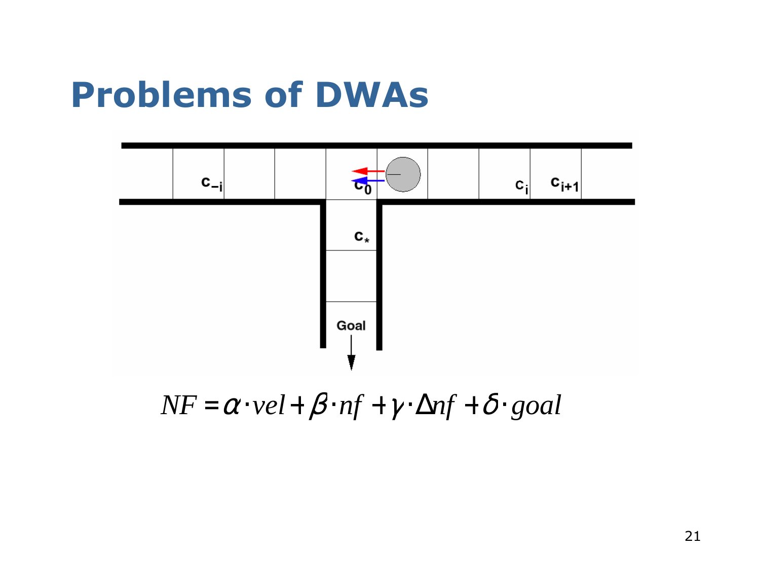# Problems of DWAs

$$NF = \alpha \cdot vel + \beta \cdot nf + \gamma \cdot \Delta nf + \delta \cdot goal$$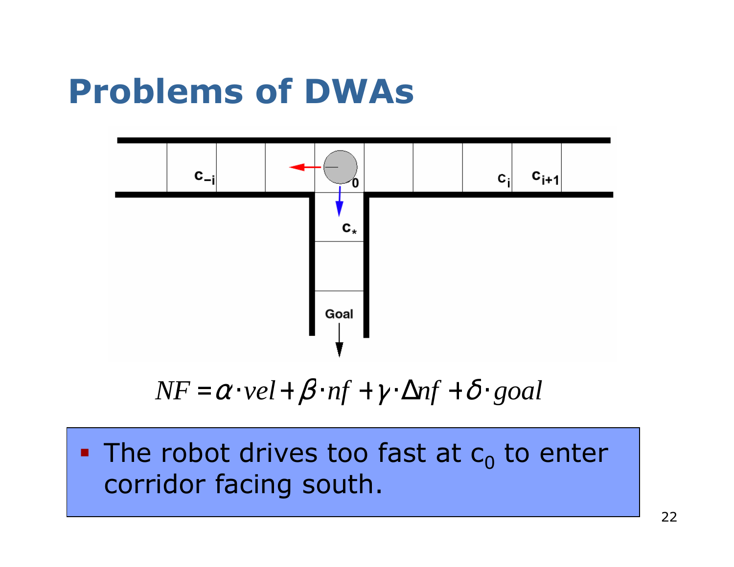# Problems of DWAs

$c_{-i}$ $0$ $c_i$ $c_{i+1}$ $c_*$ Goal

$$NF = \alpha \cdot vel + \beta \cdot nf + \gamma \cdot \Delta nf + \delta \cdot goal$$

- The robot drives too fast at $c_0$ to enter corridor facing south.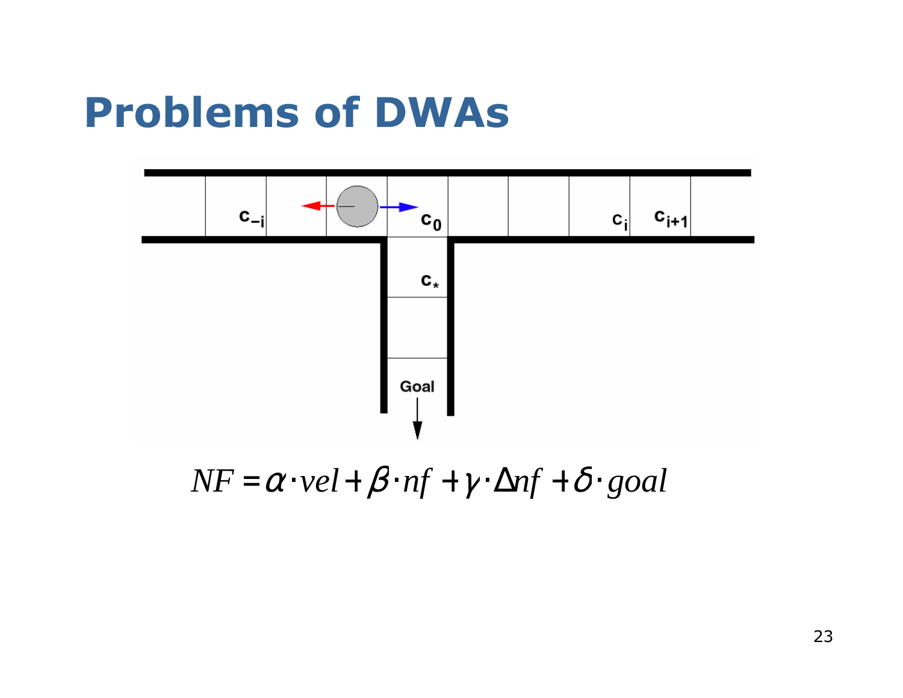# Problems of DWAs

$$NF = \alpha \cdot vel + \beta \cdot nf + \gamma \cdot \Delta nf + \delta \cdot goal$$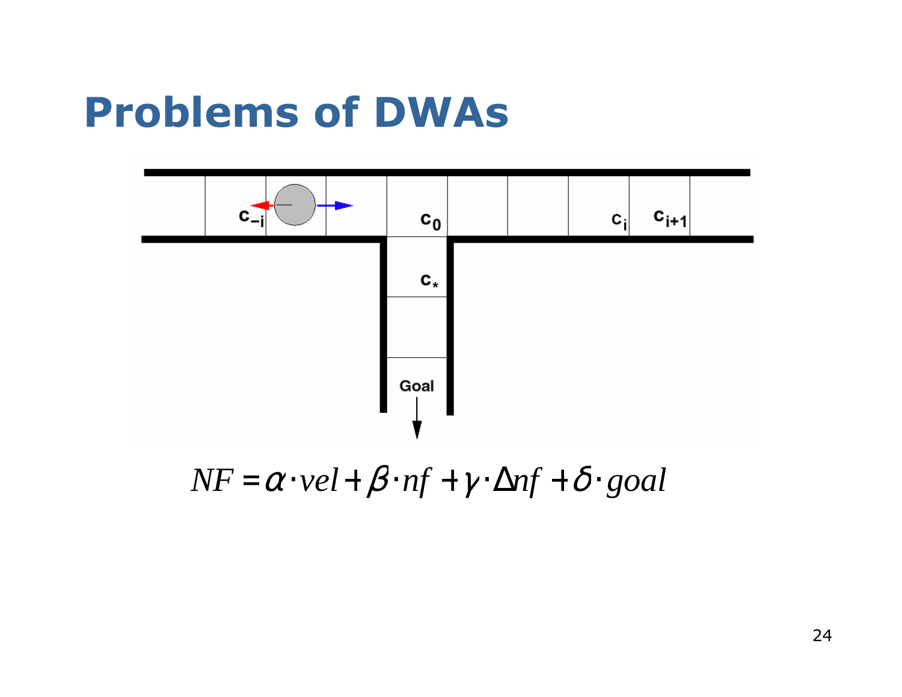# Problems of DWAs

$c_{-i}$ $c_0$ $c_i$ $c_{i+1}$ $c_*$ Goal

$$NF = \alpha \cdot vel + \beta \cdot nf + \gamma \cdot \Delta nf + \delta \cdot goal$$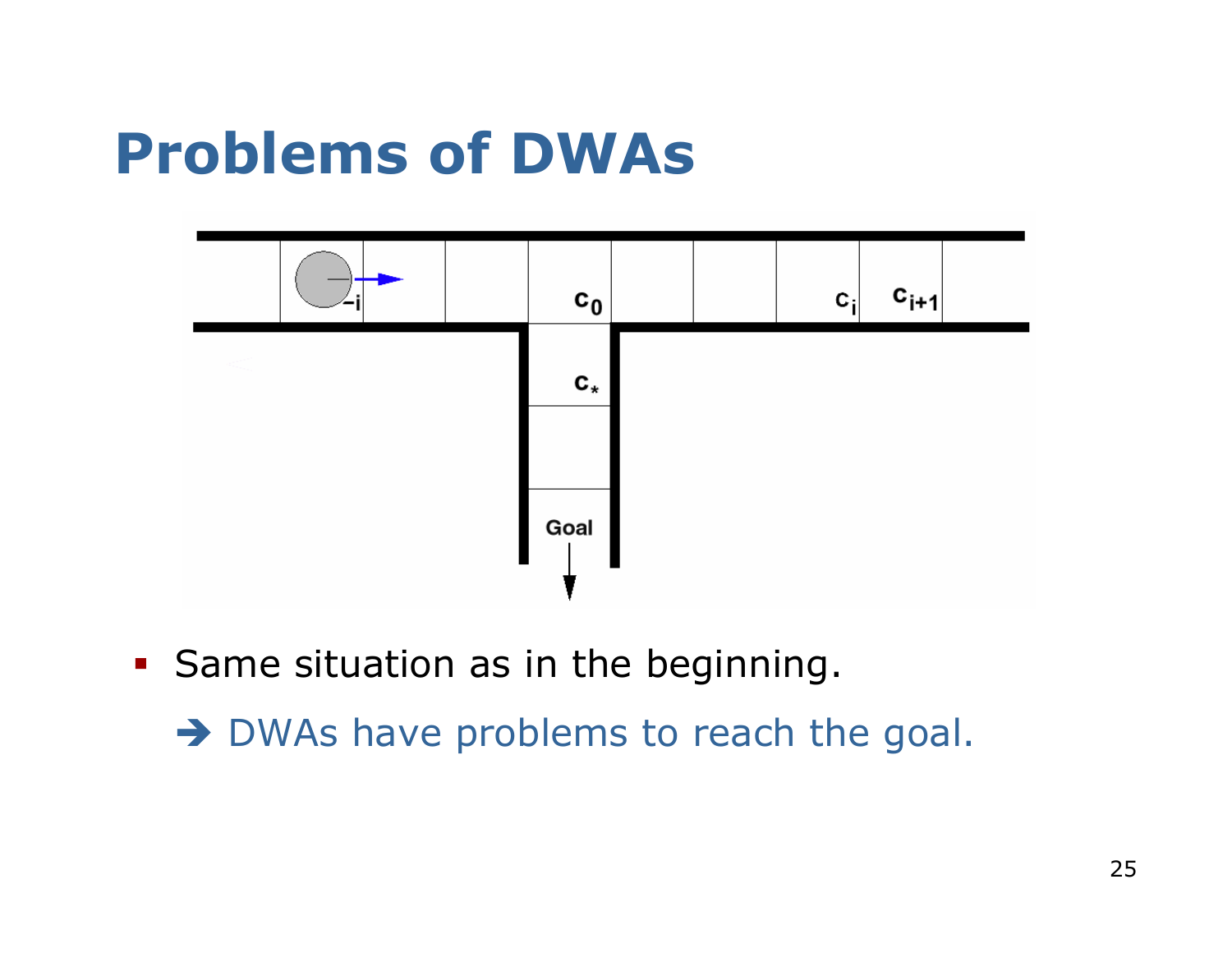# Problems of DWAs

- Same situation as in the beginning.
  - ➔ DWAs have problems to reach the goal.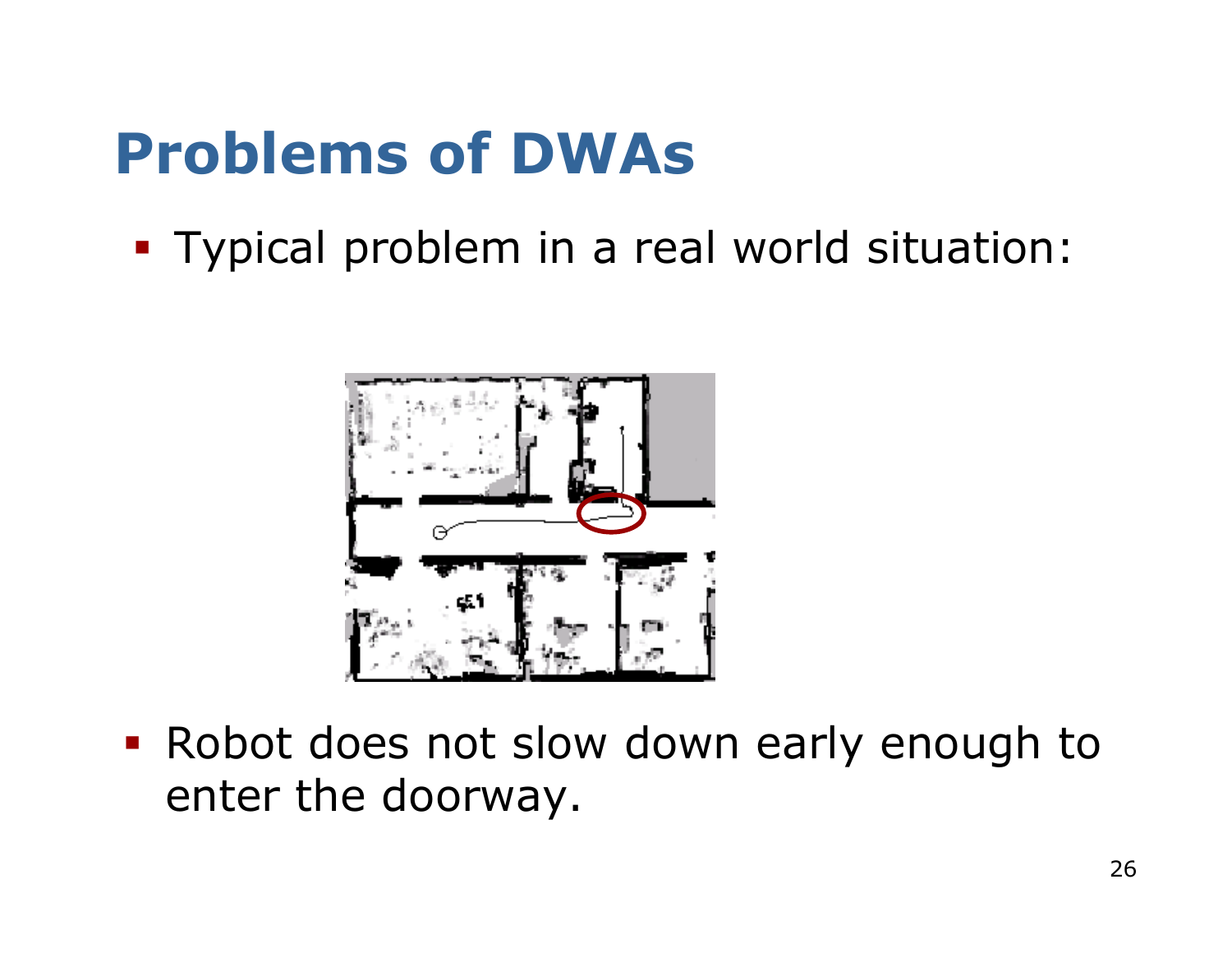# Problems of DWAs

- Typical problem in a real world situation:

- Robot does not slow down early enough to enter the doorway.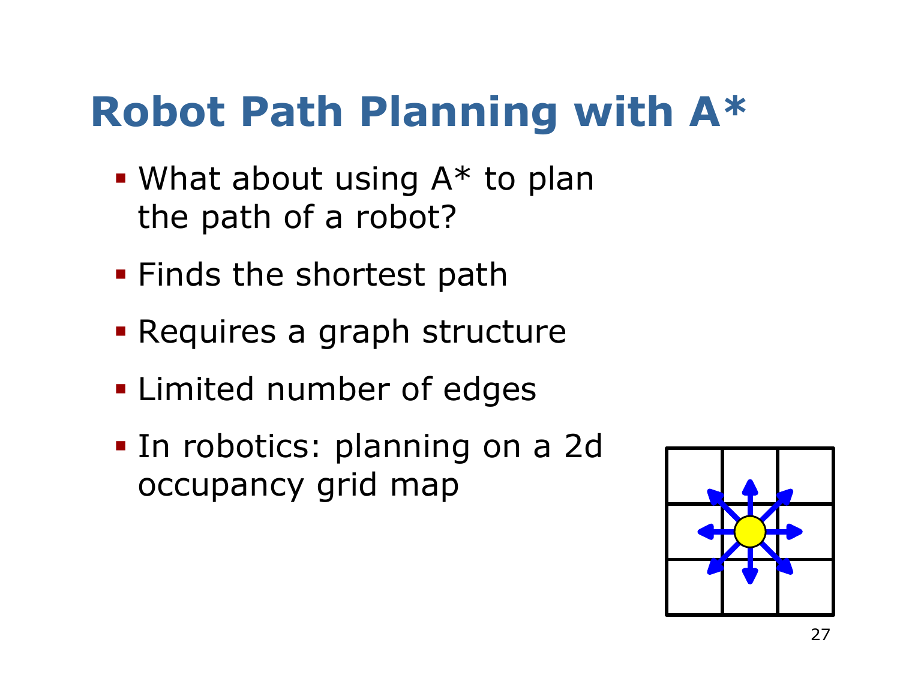# Robot Path Planning with A*

- What about using A* to plan the path of a robot?
- Finds the shortest path
- Requires a graph structure
- Limited number of edges
- In robotics: planning on a 2d occupancy grid map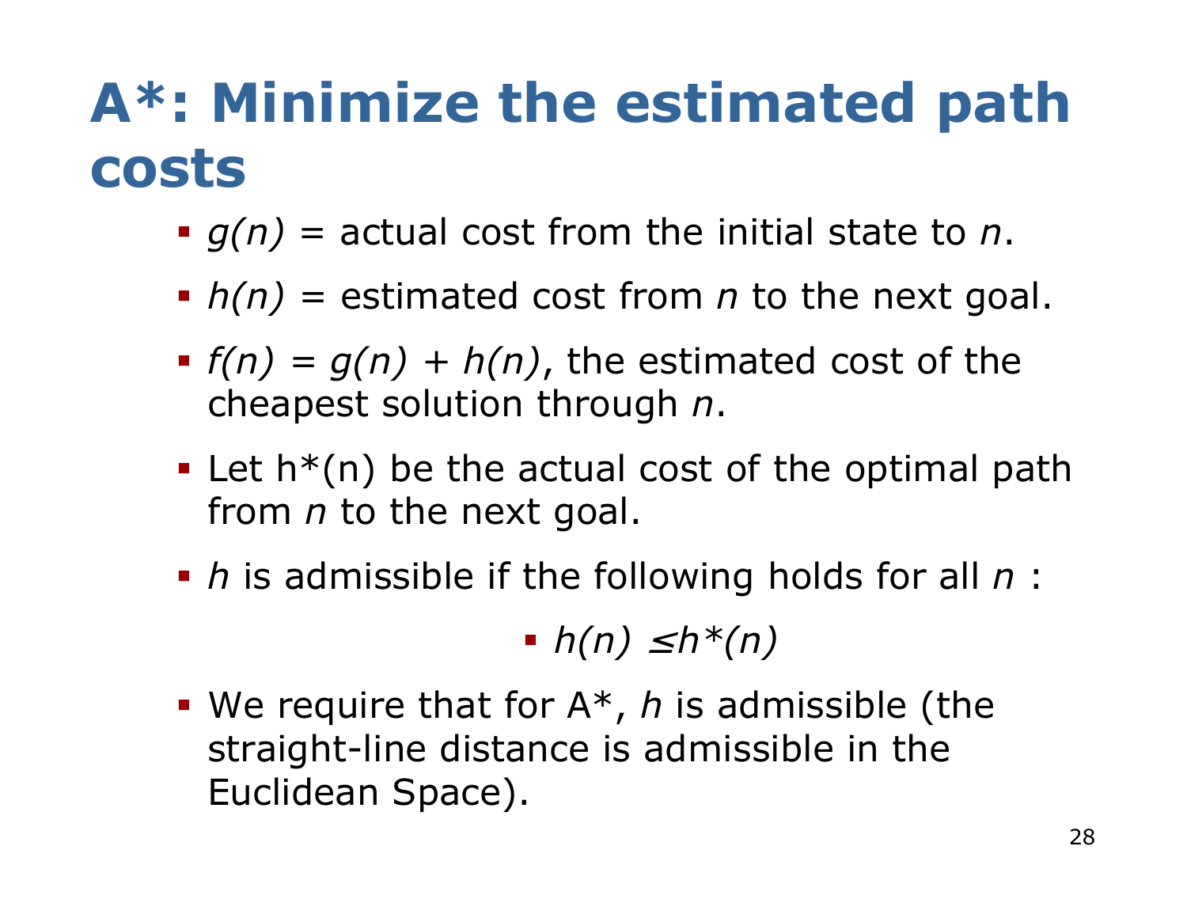# A*: Minimize the estimated path costs

- $g(n)$ = actual cost from the initial state to $n$.
- $h(n)$ = estimated cost from $n$ to the next goal.
- $f(n) = g(n) + h(n)$, the estimated cost of the cheapest solution through $n$.
- Let $h^*(n)$ be the actual cost of the optimal path from $n$ to the next goal.
- $h$ is admissible if the following holds for all $n$ :
  - $h(n) \leq h^*(n)$
- We require that for A*, $h$ is admissible (the straight-line distance is admissible in the Euclidean Space).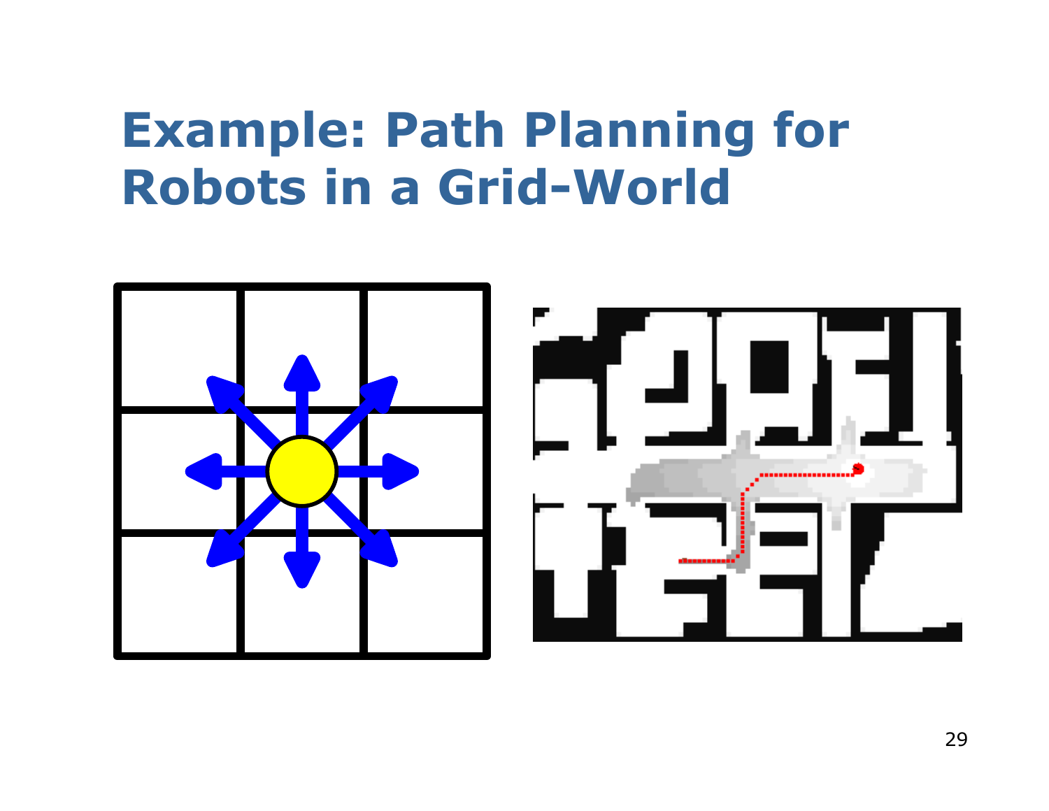# Example: Path Planning for Robots in a Grid-World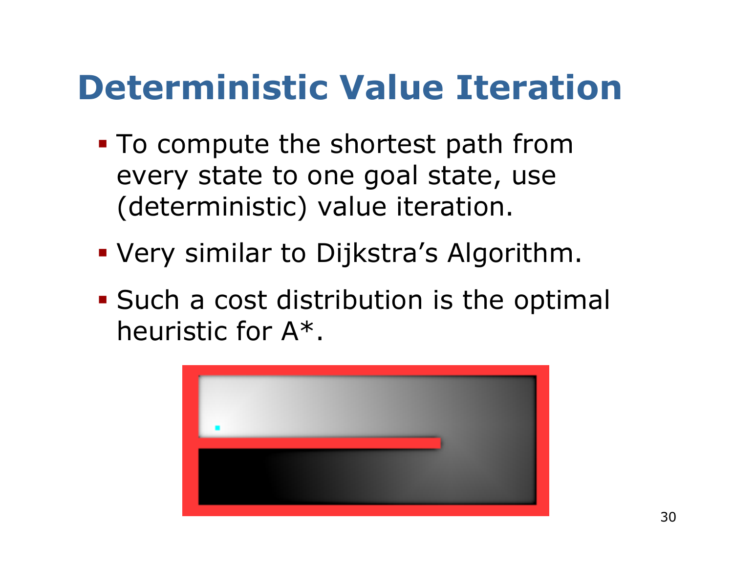# Deterministic Value Iteration

- To compute the shortest path from every state to one goal state, use (deterministic) value iteration.
- Very similar to Dijkstra's Algorithm.
- Such a cost distribution is the optimal heuristic for A*.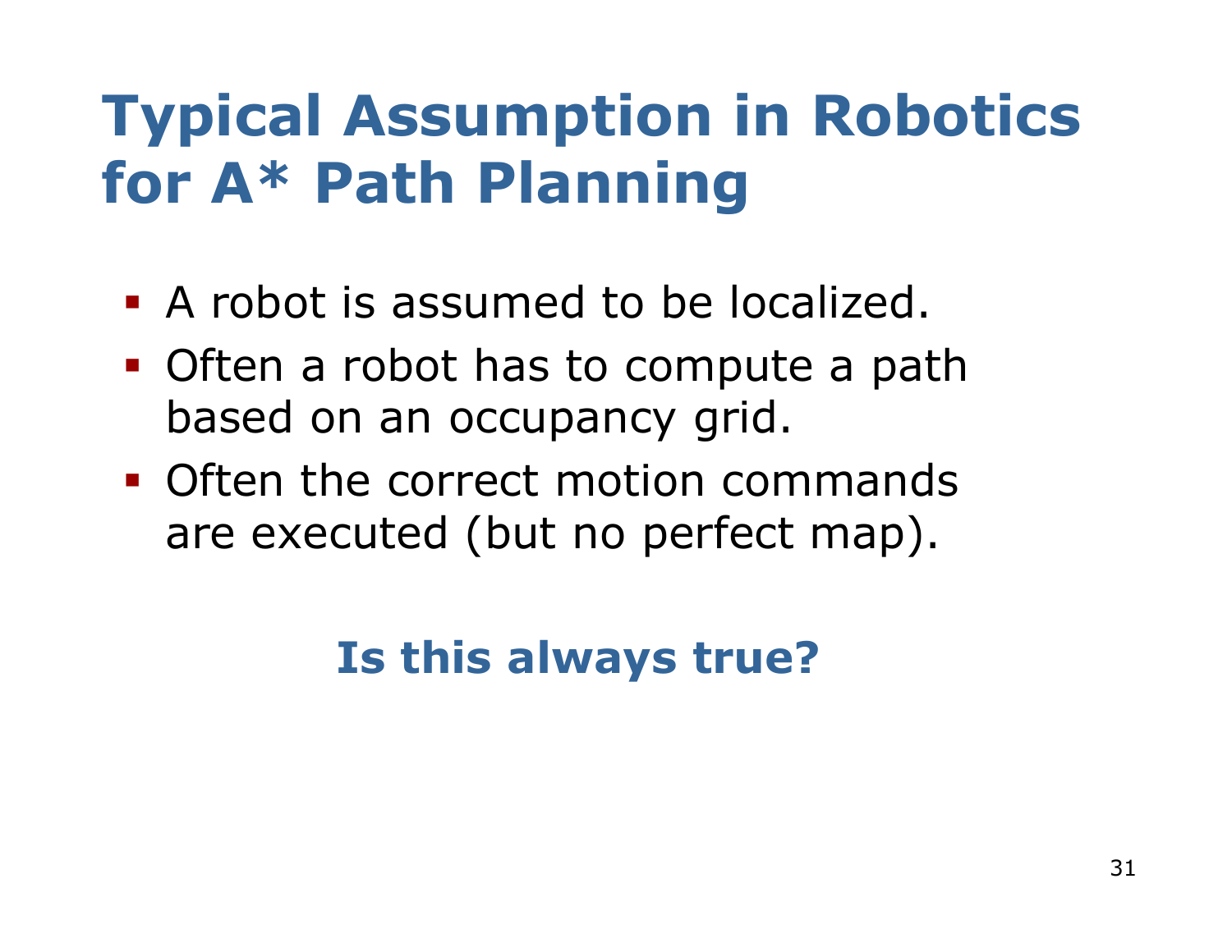# Typical Assumption in Robotics for A* Path Planning

- A robot is assumed to be localized.
- Often a robot has to compute a path based on an occupancy grid.
- Often the correct motion commands are executed (but no perfect map).

**Is this always true?**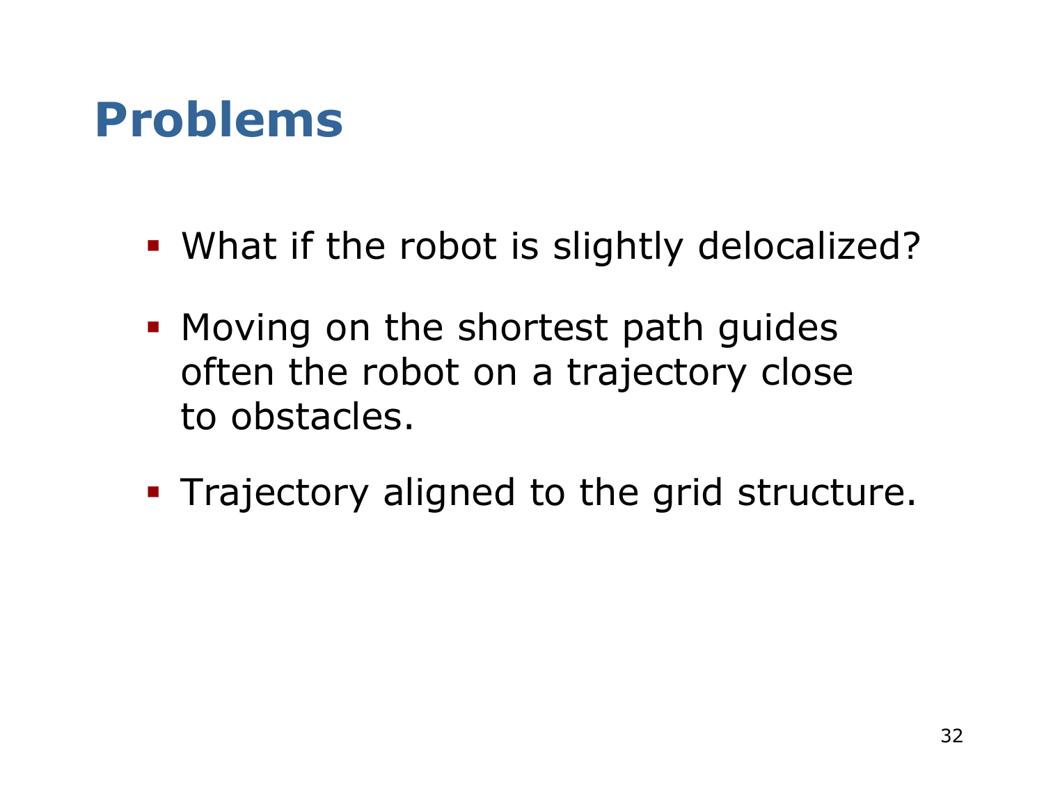# Problems

- What if the robot is slightly delocalized?
- Moving on the shortest path guides often the robot on a trajectory close to obstacles.
- Trajectory aligned to the grid structure.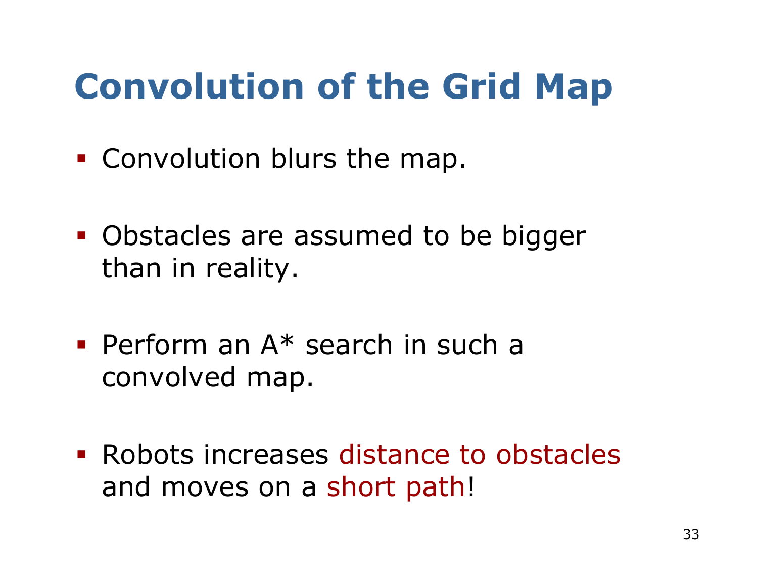# Convolution of the Grid Map

- Convolution blurs the map.
- Obstacles are assumed to be bigger than in reality.
- Perform an A* search in such a convolved map.
- Robots increases distance to obstacles and moves on a short path!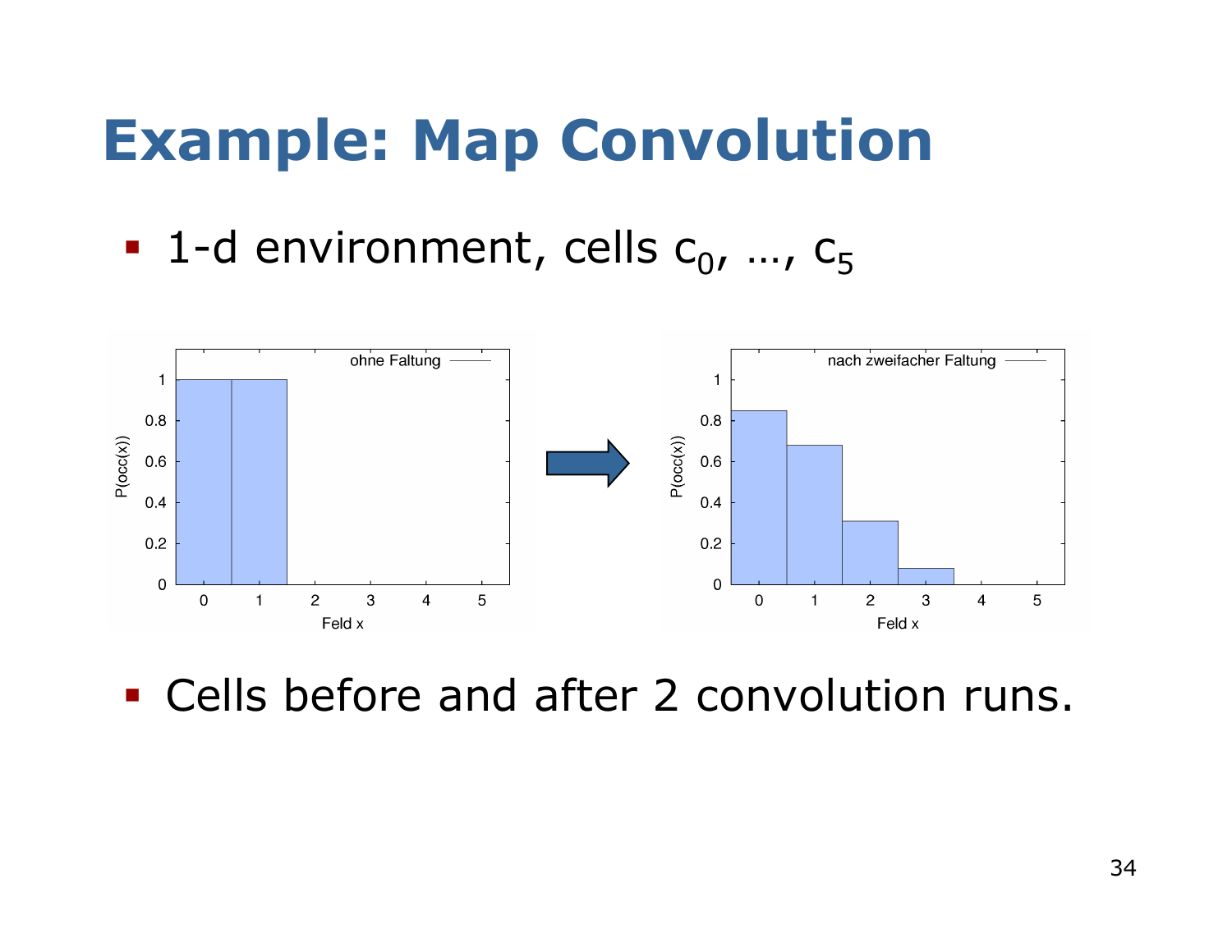# Example: Map Convolution

- 1-d environment, cells $c_0$, …, $c_5$

- Cells before and after 2 convolution runs.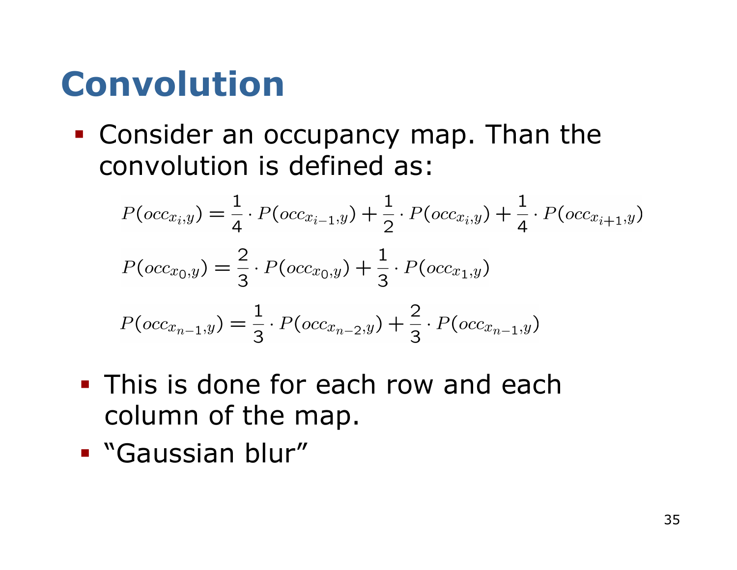# Convolution

- Consider an occupancy map. Than the convolution is defined as:

$$P(occ_{x_i,y}) = \frac{1}{4} \cdot P(occ_{x_{i-1},y}) + \frac{1}{2} \cdot P(occ_{x_i,y}) + \frac{1}{4} \cdot P(occ_{x_{i+1},y})$$

$$P(occ_{x_0,y}) = \frac{2}{3} \cdot P(occ_{x_0,y}) + \frac{1}{3} \cdot P(occ_{x_1,y})$$

$$P(occ_{x_{n-1},y}) = \frac{1}{3} \cdot P(occ_{x_{n-2},y}) + \frac{2}{3} \cdot P(occ_{x_{n-1},y})$$

- This is done for each row and each column of the map.
- "Gaussian blur"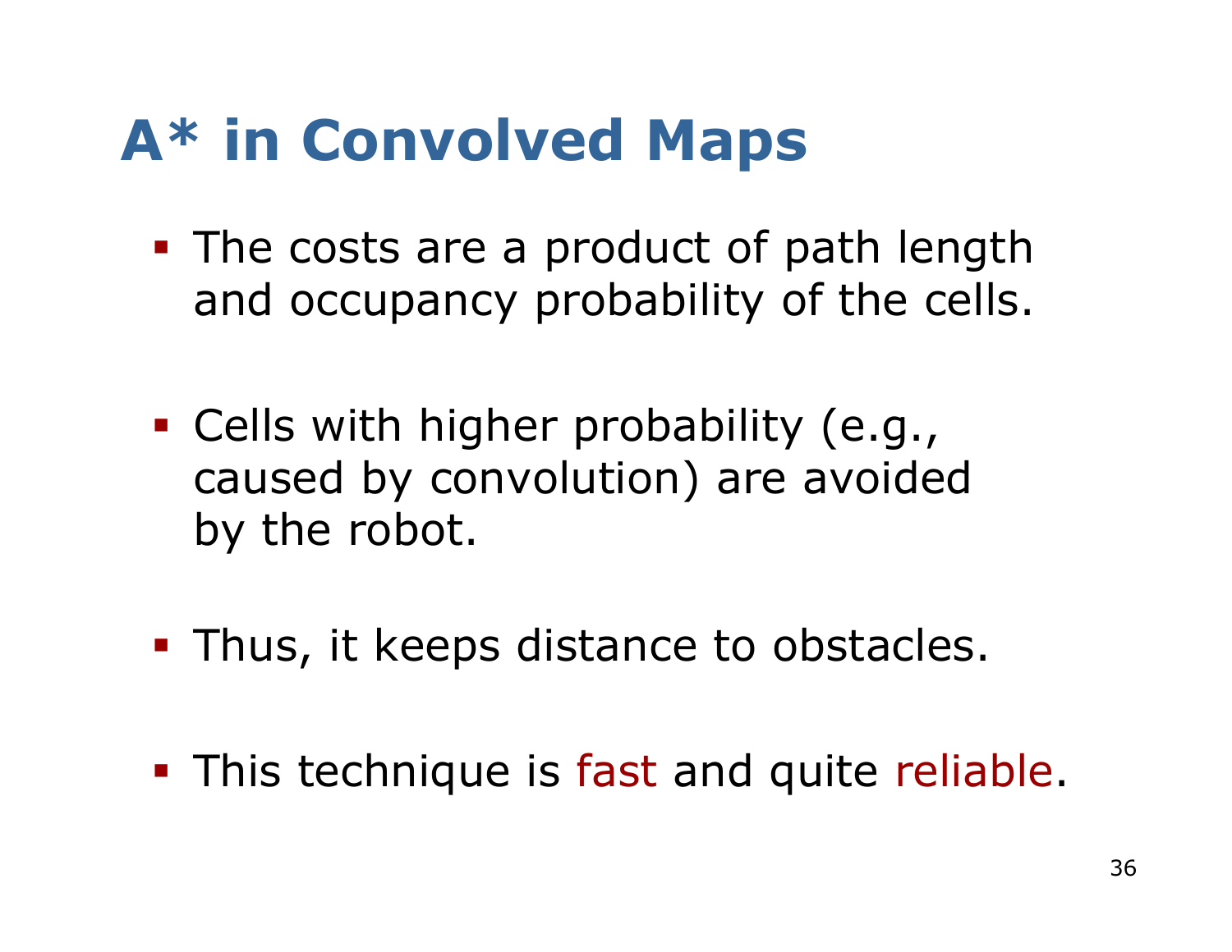# A* in Convolved Maps

- The costs are a product of path length and occupancy probability of the cells.
- Cells with higher probability (e.g., caused by convolution) are avoided by the robot.
- Thus, it keeps distance to obstacles.
- This technique is fast and quite reliable.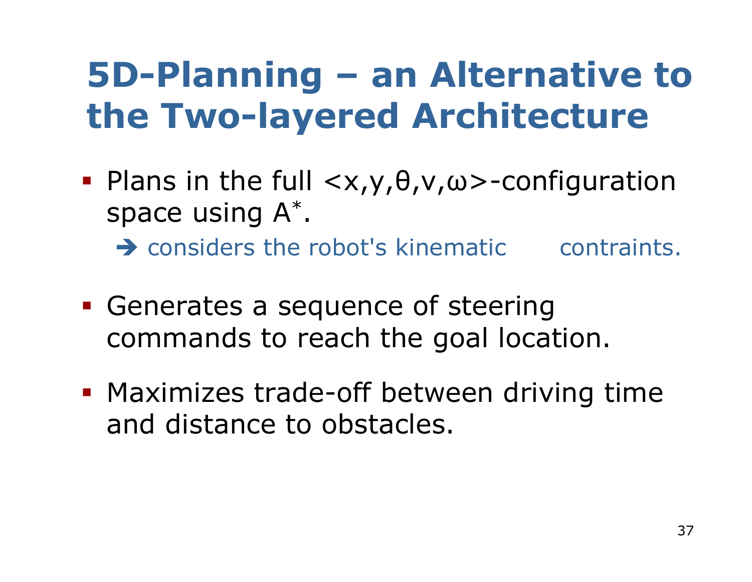# 5D-Planning – an Alternative to the Two-layered Architecture

- Plans in the full <x,y,θ,v,ω>-configuration space using $A^*$.
  - ➔ considers the robot's kinematic contraints.
- Generates a sequence of steering commands to reach the goal location.
- Maximizes trade-off between driving time and distance to obstacles.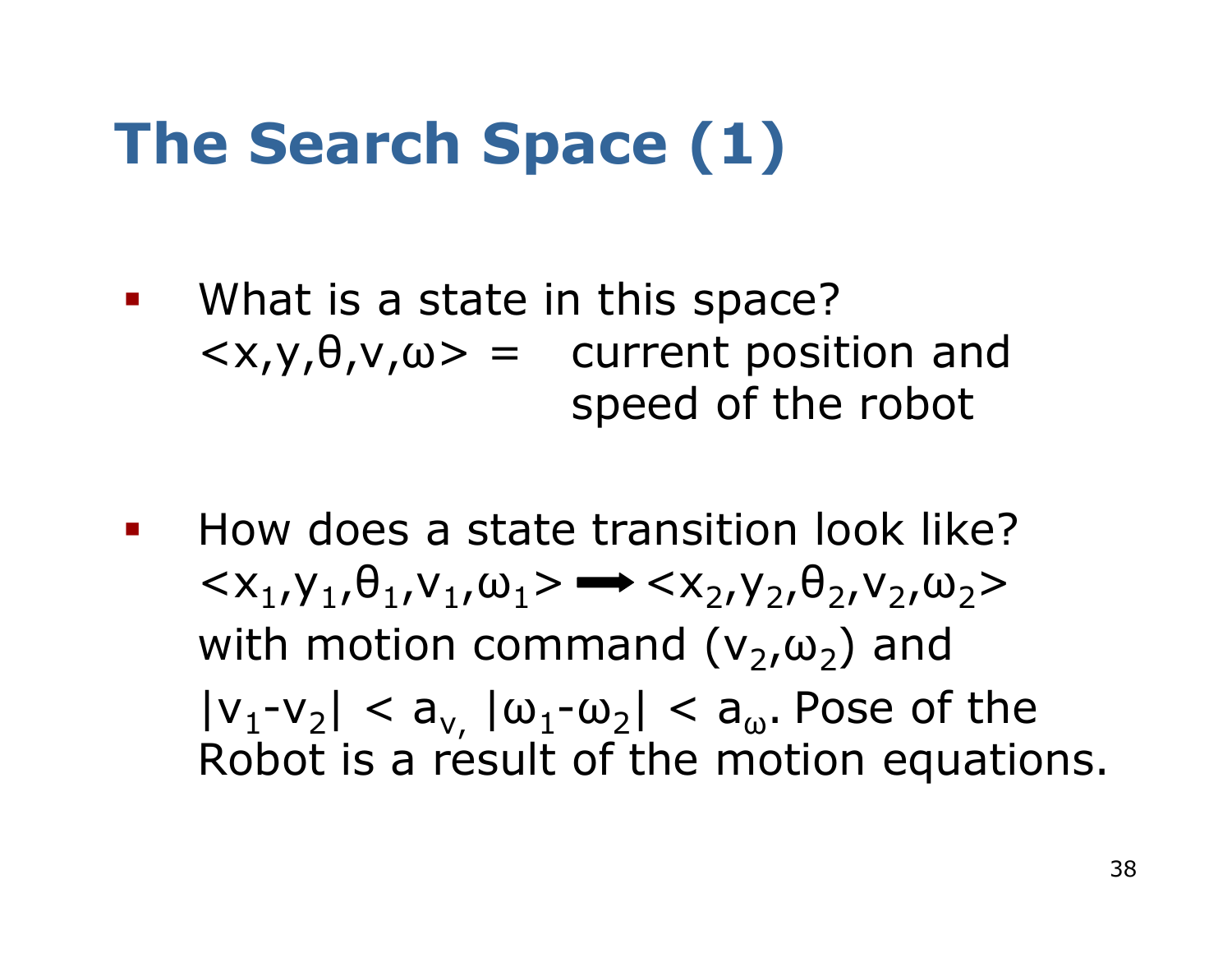# The Search Space (1)

- What is a state in this space?
  $<x,y,\theta,v,\omega>$ = current position and speed of the robot

- How does a state transition look like?
  $<x_1,y_1,\theta_1,v_1,\omega_1> \longrightarrow <x_2,y_2,\theta_2,v_2,\omega_2>$
  with motion command $(v_2,\omega_2)$ and $|v_1-v_2| < a_v$, $|\omega_1-\omega_2| < a_\omega$. Pose of the Robot is a result of the motion equations.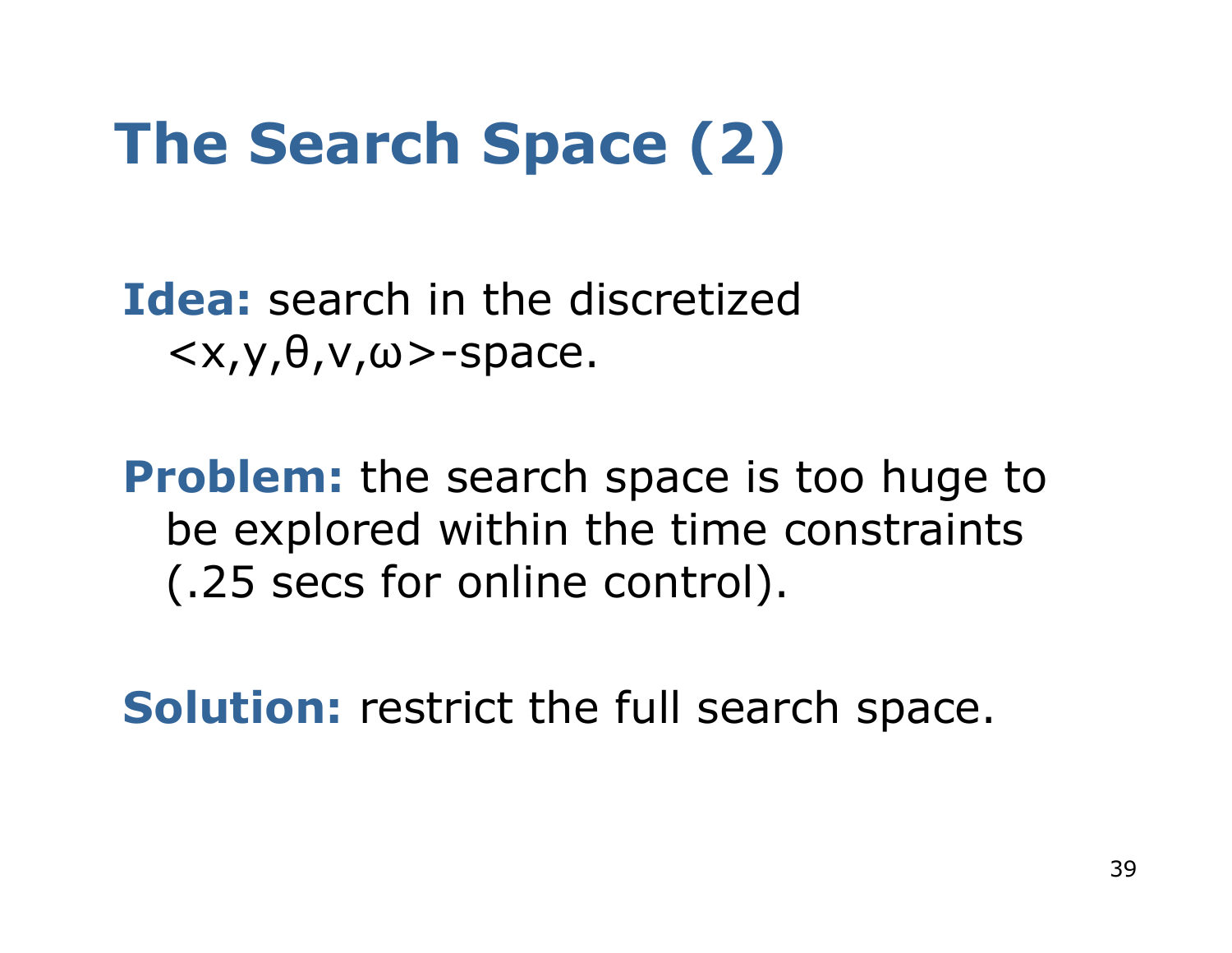# The Search Space (2)

**Idea:** search in the discretized $\langle x,y,\theta,v,\omega \rangle$-space.

**Problem:** the search space is too huge to be explored within the time constraints (.25 secs for online control).

**Solution:** restrict the full search space.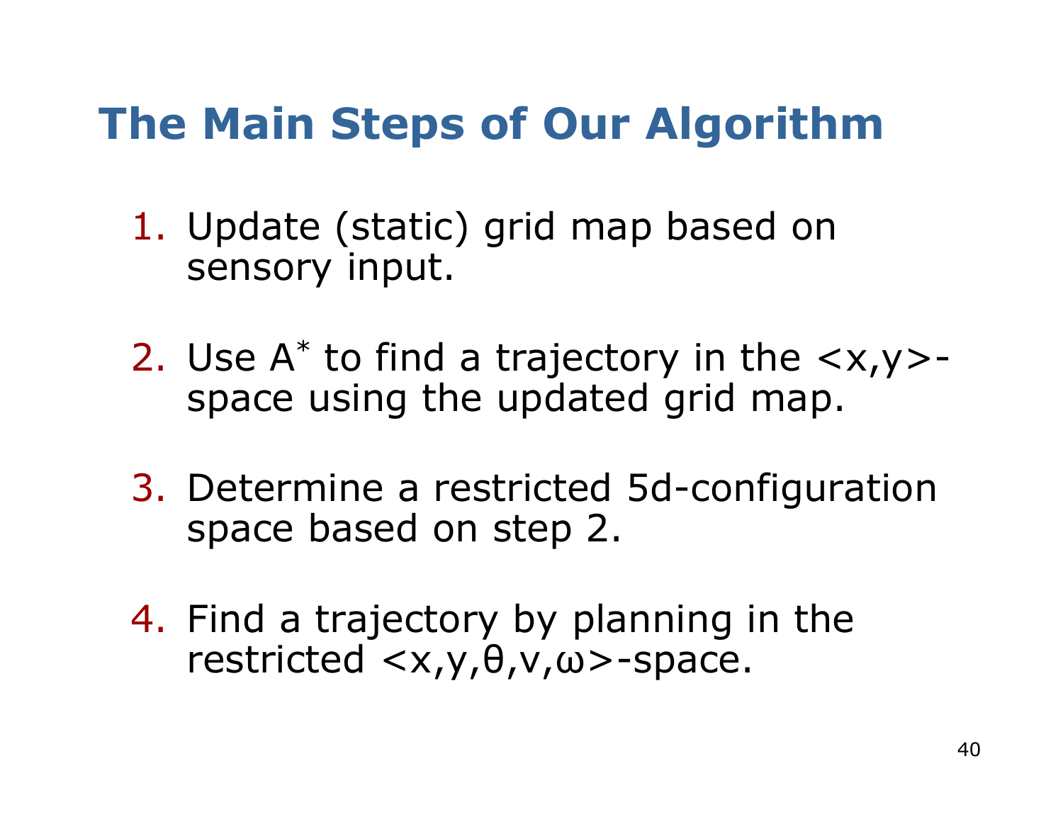# The Main Steps of Our Algorithm

1. Update (static) grid map based on sensory input.

2. Use $A^*$ to find a trajectory in the $<x,y>$-space using the updated grid map.

3. Determine a restricted 5d-configuration space based on step 2.

4. Find a trajectory by planning in the restricted $<x,y,\theta,v,\omega>$-space.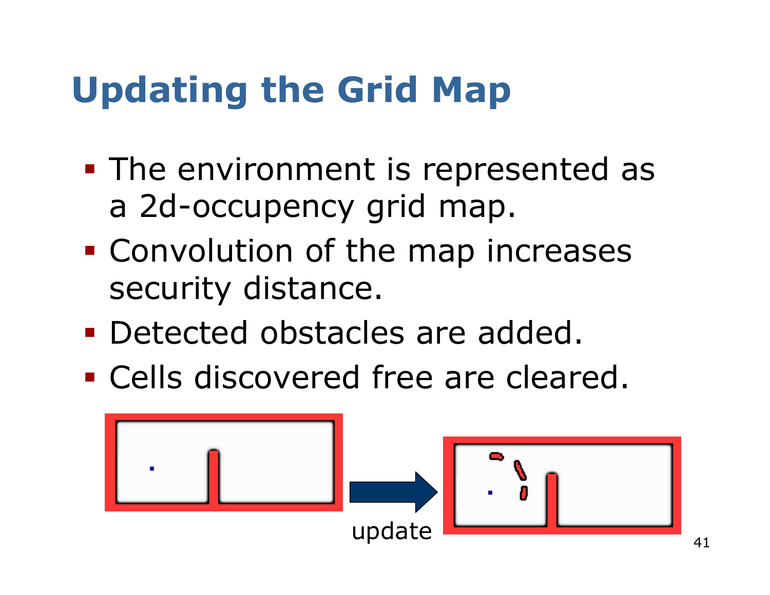# Updating the Grid Map

- The environment is represented as a 2d-occupency grid map.
- Convolution of the map increases security distance.
- Detected obstacles are added.
- Cells discovered free are cleared.

update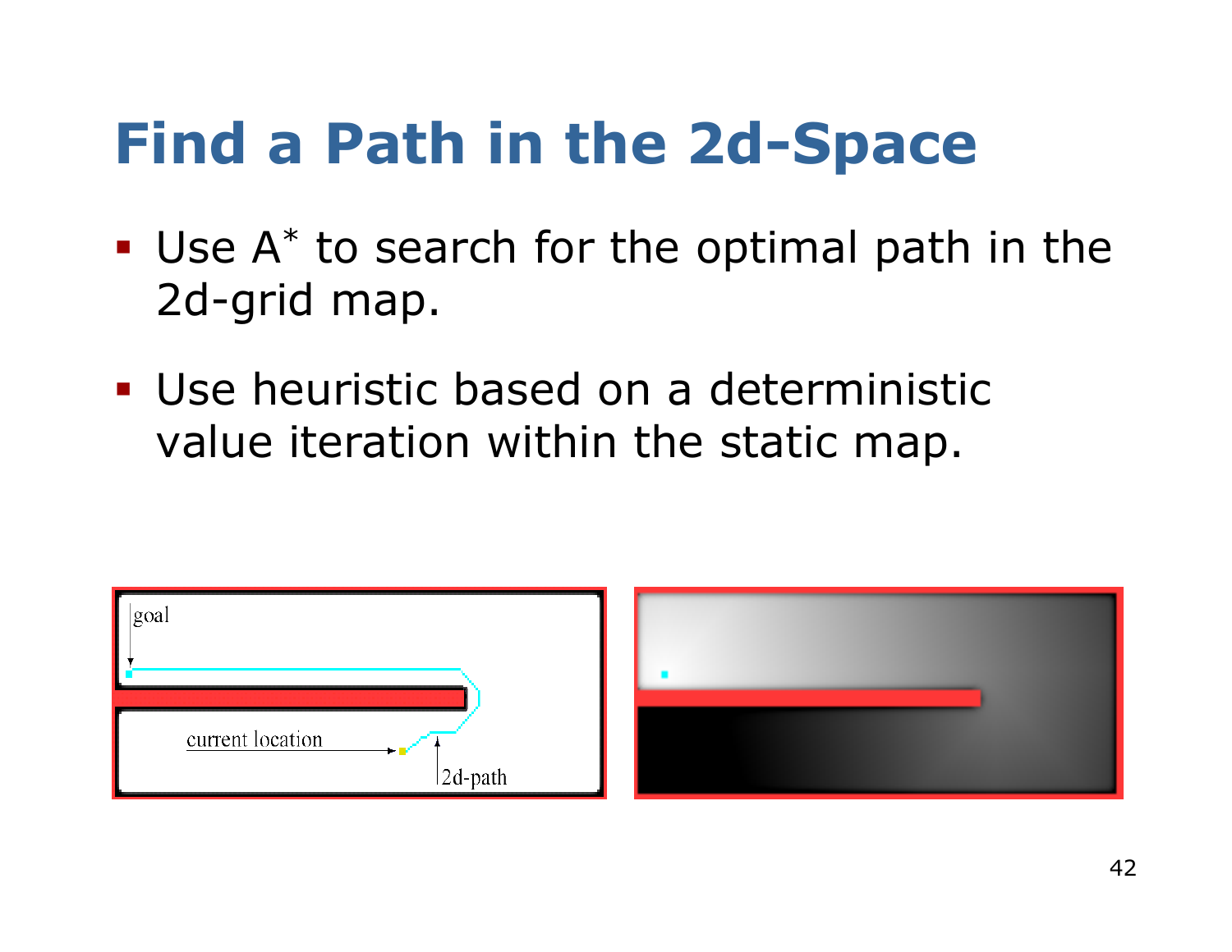# Find a Path in the 2d-Space

- Use A$^*$ to search for the optimal path in the 2d-grid map.
- Use heuristic based on a deterministic value iteration within the static map.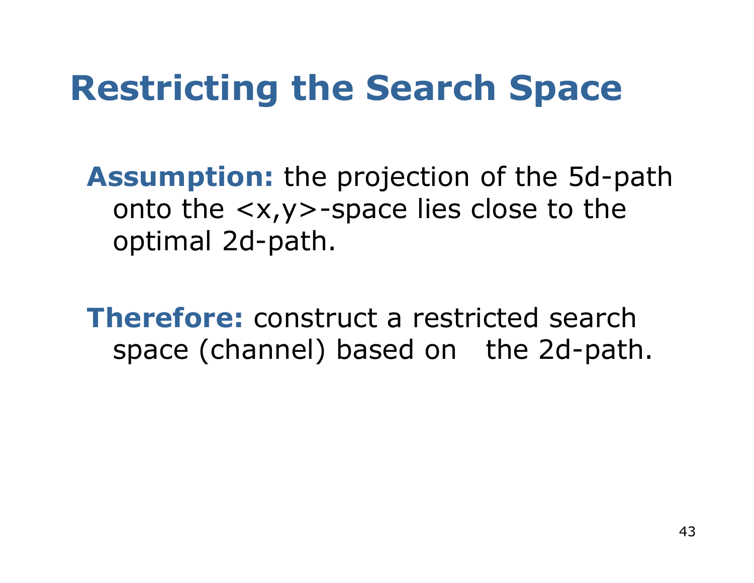# Restricting the Search Space

**Assumption:** the projection of the 5d-path onto the <x,y>-space lies close to the optimal 2d-path.

**Therefore:** construct a restricted search space (channel) based on the 2d-path.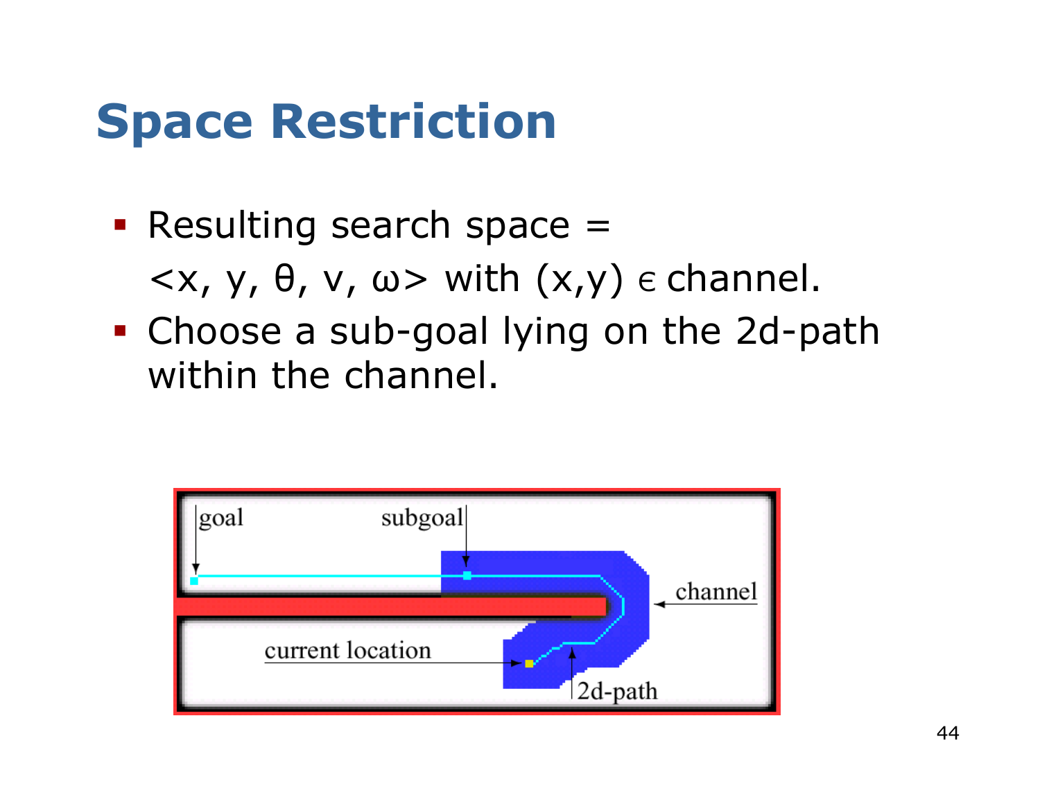# Space Restriction

- Resulting search space = $\langle x, y, \theta, v, \omega \rangle$ with $(x,y) \in$ channel.
- Choose a sub-goal lying on the 2d-path within the channel.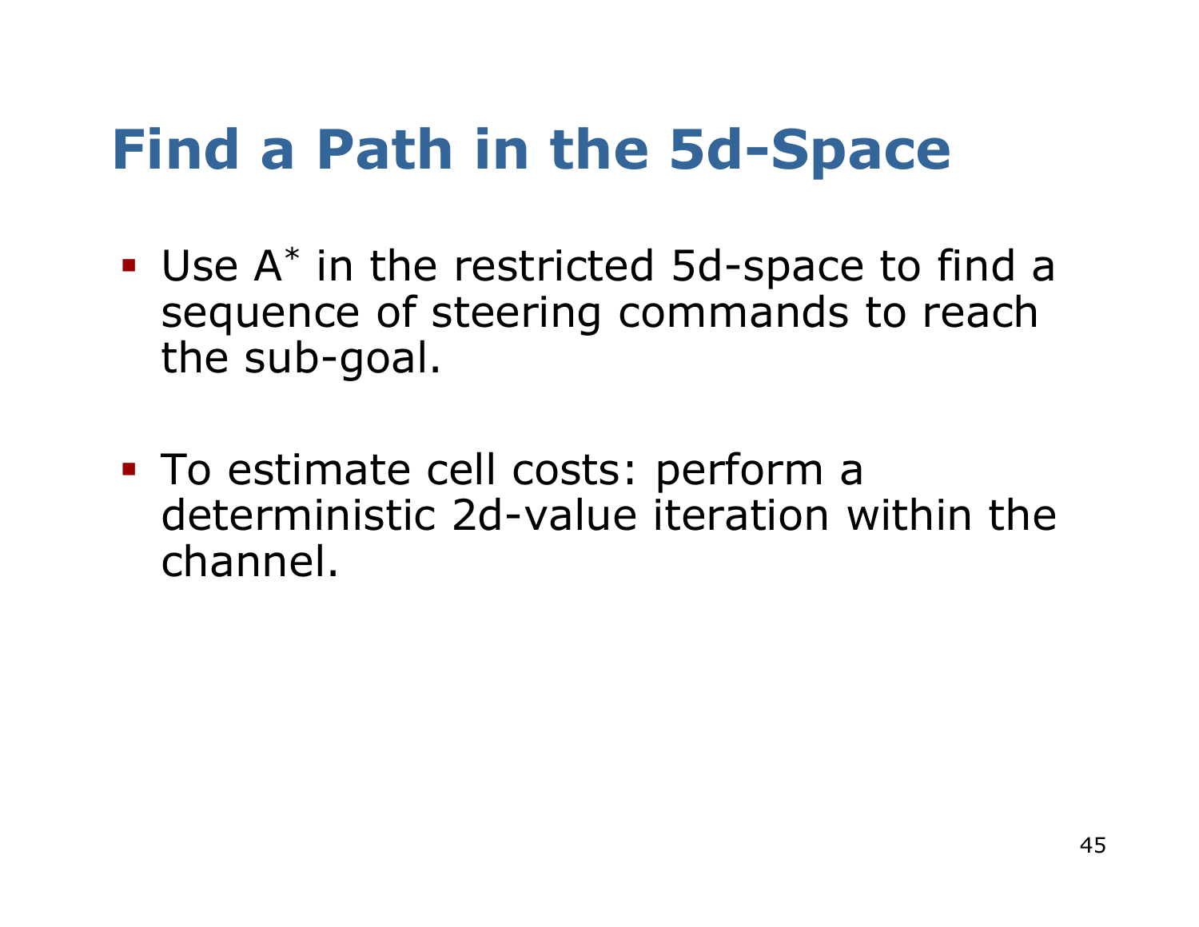# Find a Path in the 5d-Space

- Use $A^*$ in the restricted 5d-space to find a sequence of steering commands to reach the sub-goal.
- To estimate cell costs: perform a deterministic 2d-value iteration within the channel.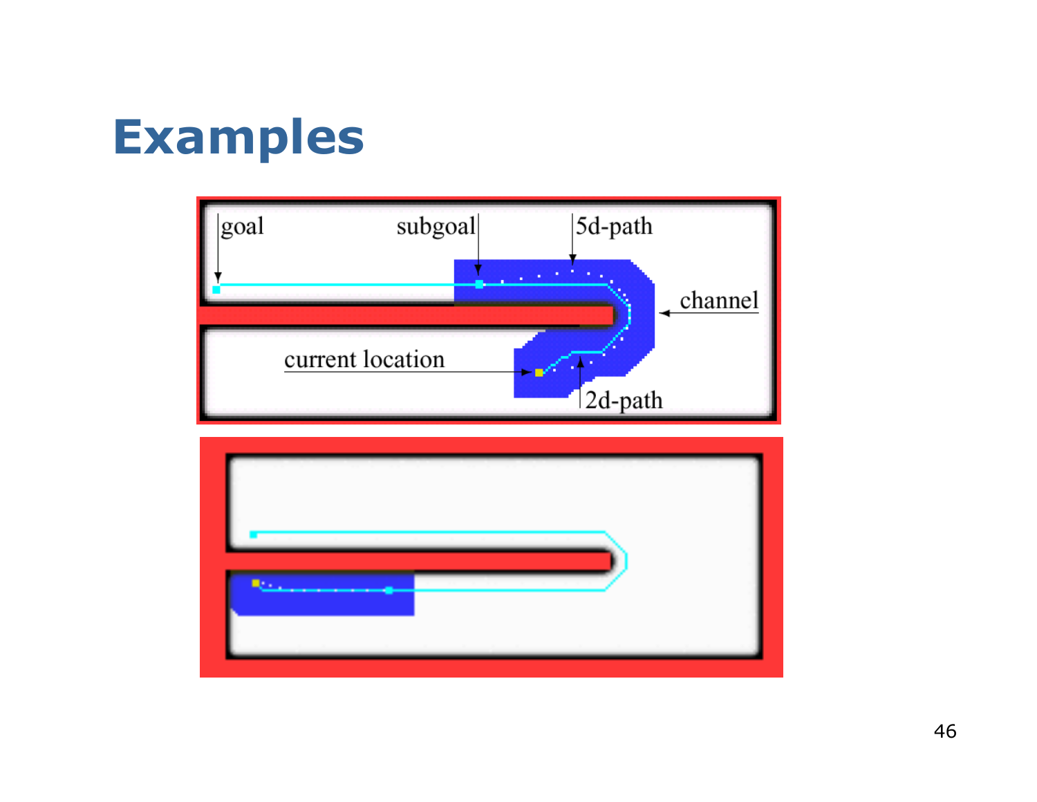# Examples

goal

subgoal

5d-path

channel

current location

2d-path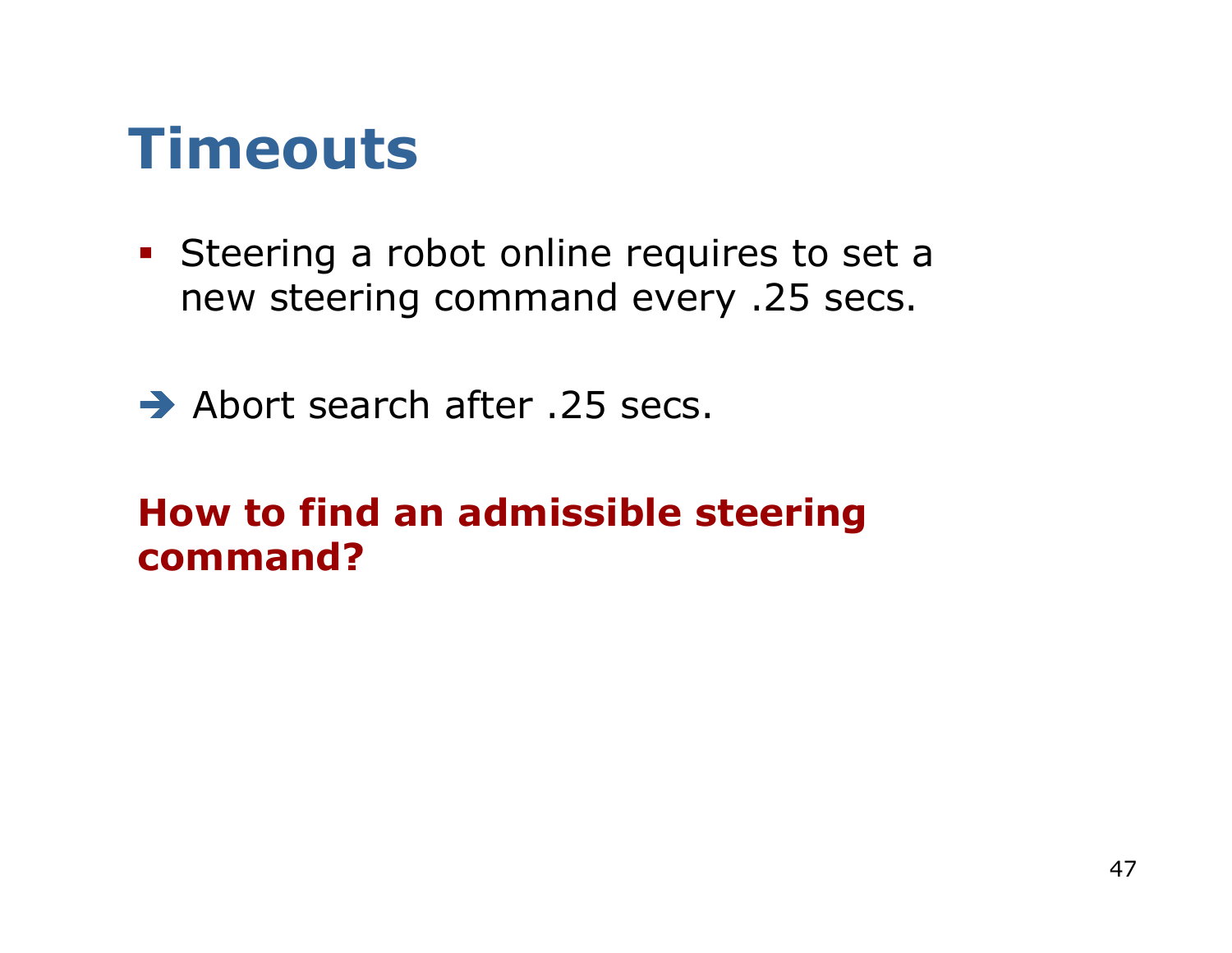# Timeouts

- Steering a robot online requires to set a new steering command every .25 secs.

➔ Abort search after .25 secs.

**How to find an admissible steering command?**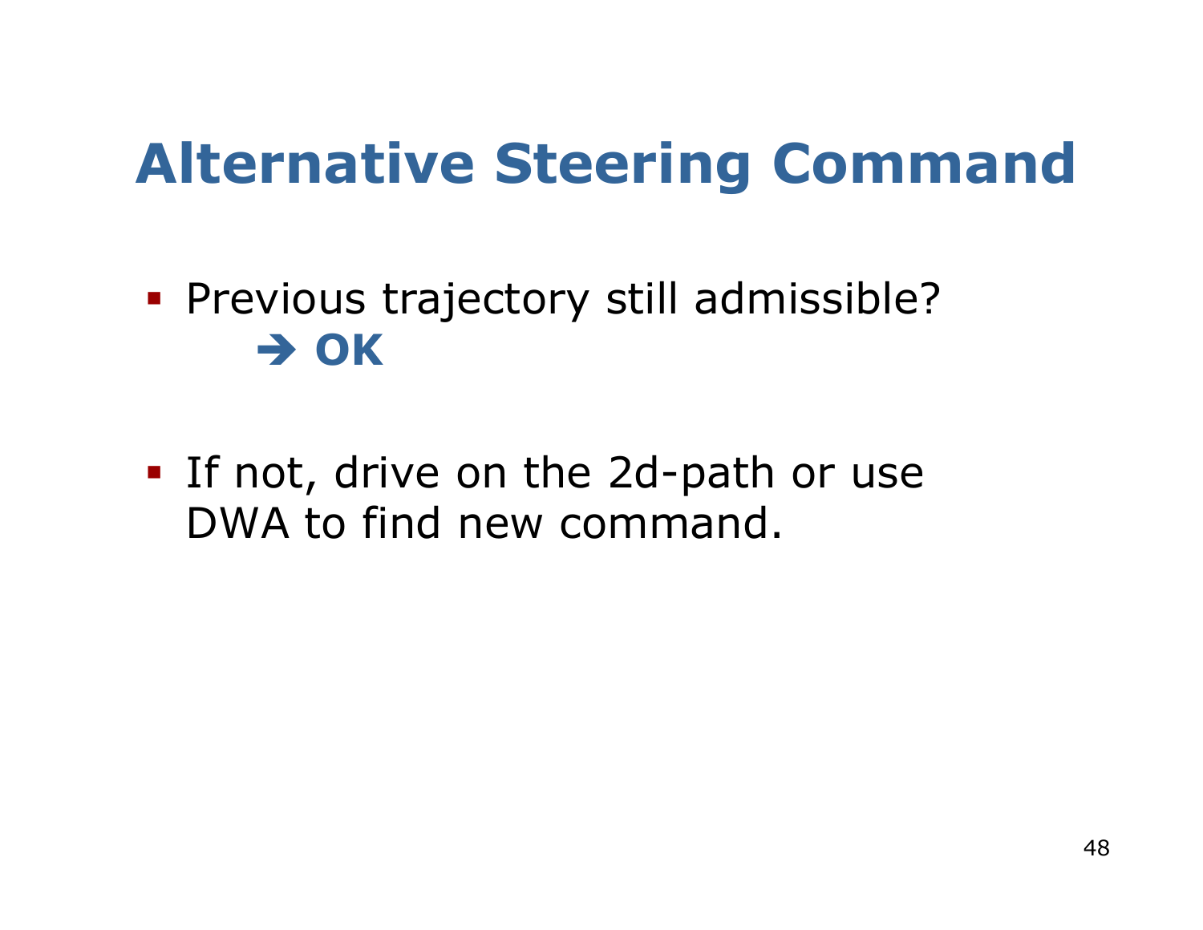# Alternative Steering Command

- Previous trajectory still admissible?
  → **OK**

- If not, drive on the 2d-path or use DWA to find new command.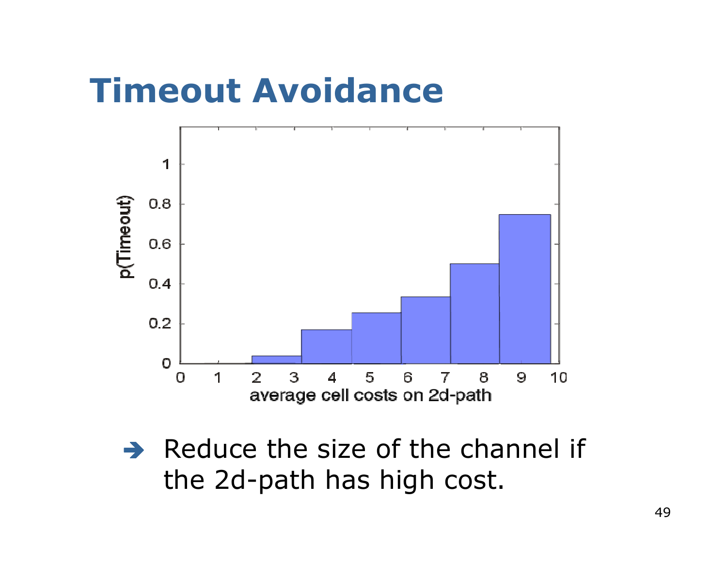# Timeout Avoidance

➔ Reduce the size of the channel if the 2d-path has high cost.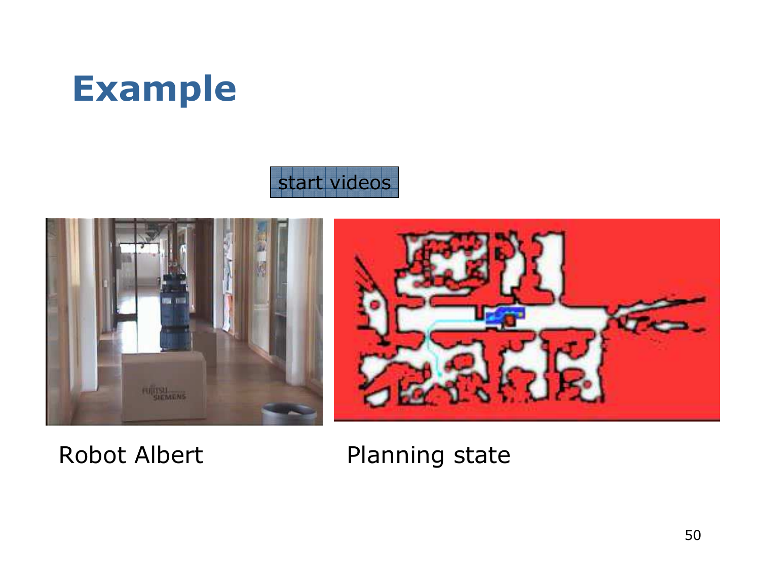# Example

start videos

Robot Albert

Planning state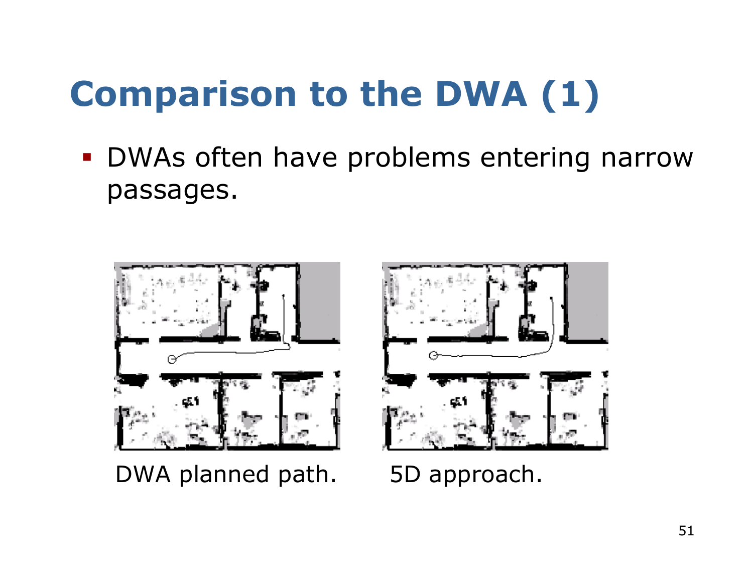# Comparison to the DWA (1)

- DWAs often have problems entering narrow passages.

DWA planned path.

5D approach.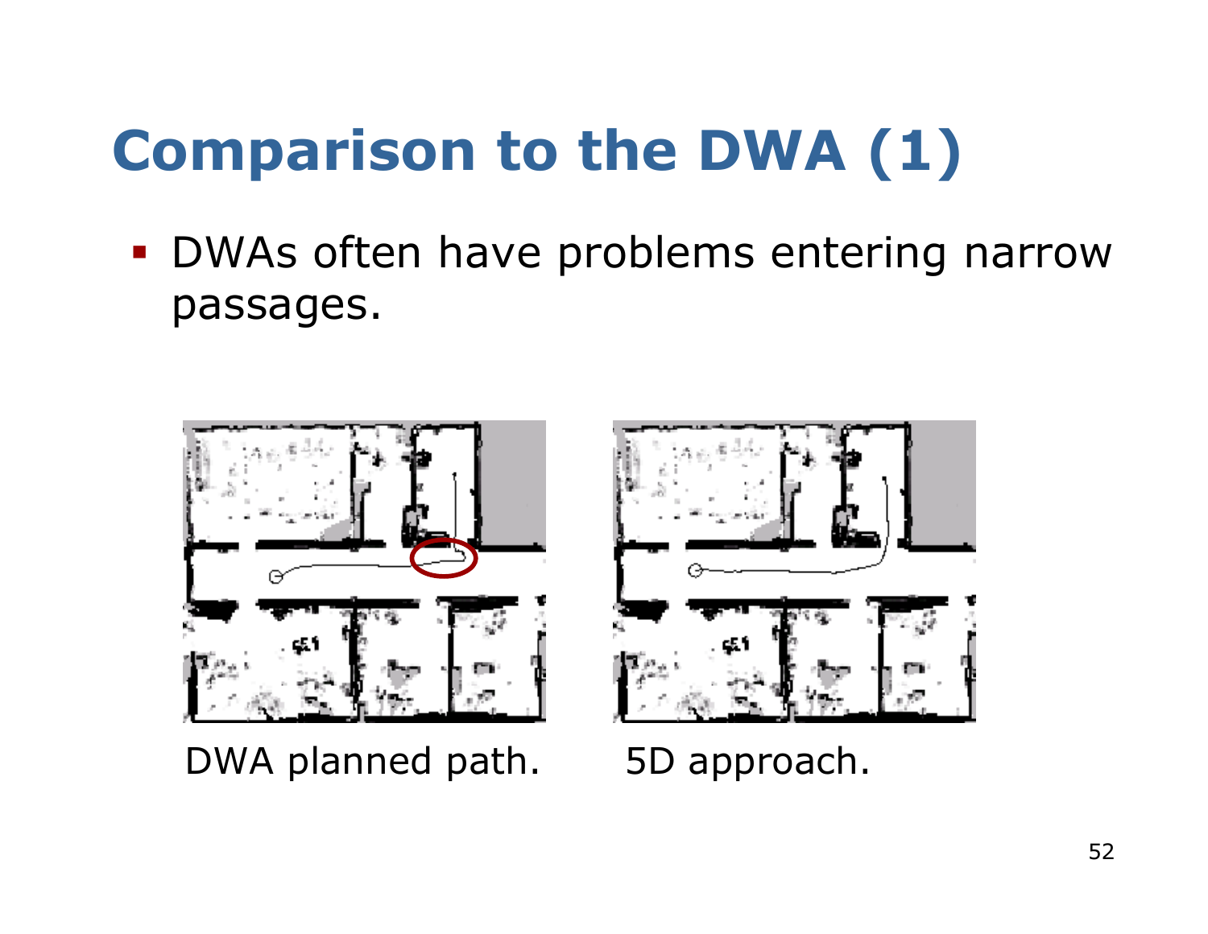# Comparison to the DWA (1)

- DWAs often have problems entering narrow passages.

DWA planned path.

5D approach.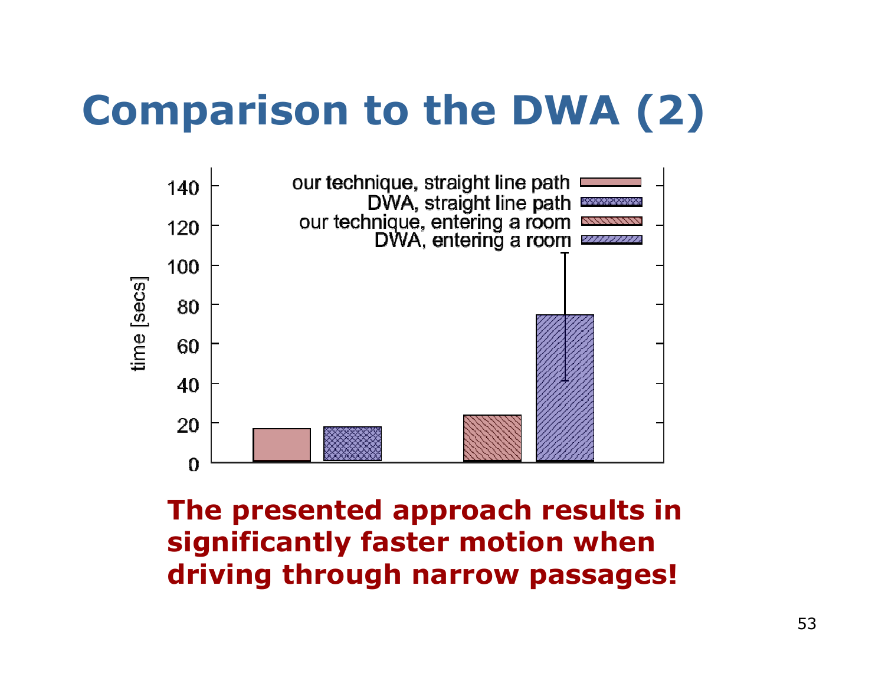# Comparison to the DWA (2)

**The presented approach results in significantly faster motion when driving through narrow passages!**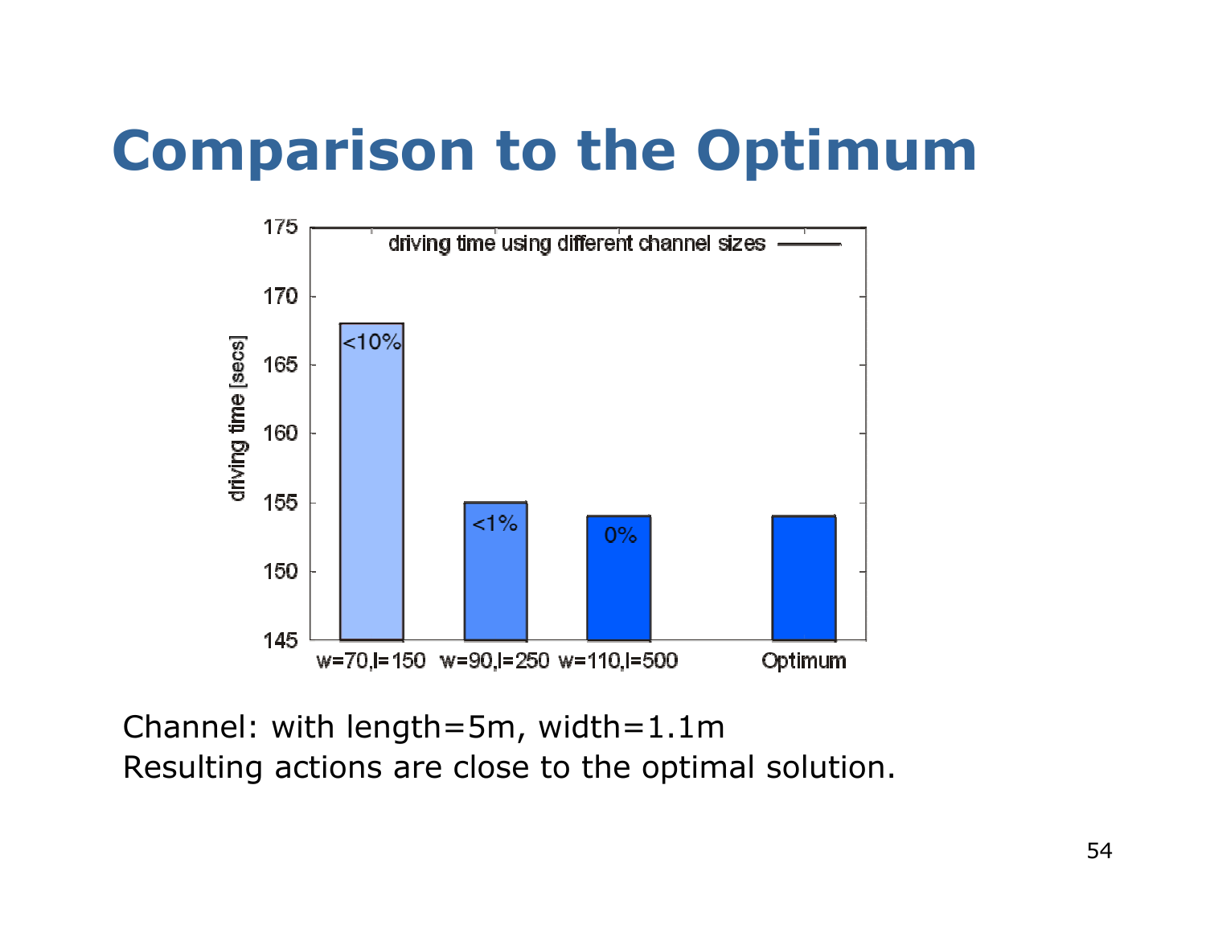# Comparison to the Optimum

Channel: with length=5m, width=1.1m

Resulting actions are close to the optimal solution.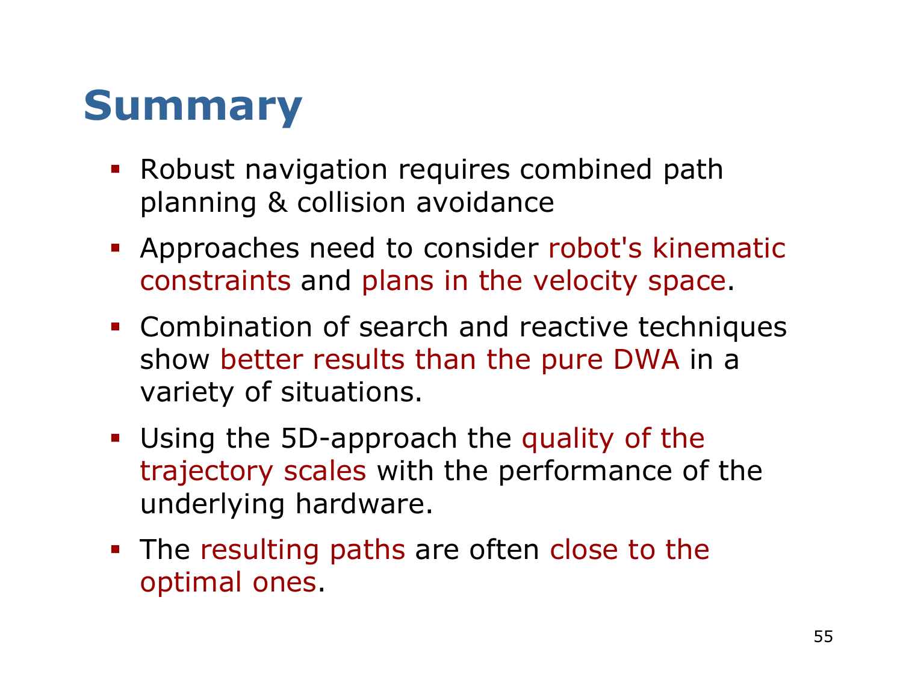# Summary

- Robust navigation requires combined path planning & collision avoidance
- Approaches need to consider robot's kinematic constraints and plans in the velocity space.
- Combination of search and reactive techniques show better results than the pure DWA in a variety of situations.
- Using the 5D-approach the quality of the trajectory scales with the performance of the underlying hardware.
- The resulting paths are often close to the optimal ones.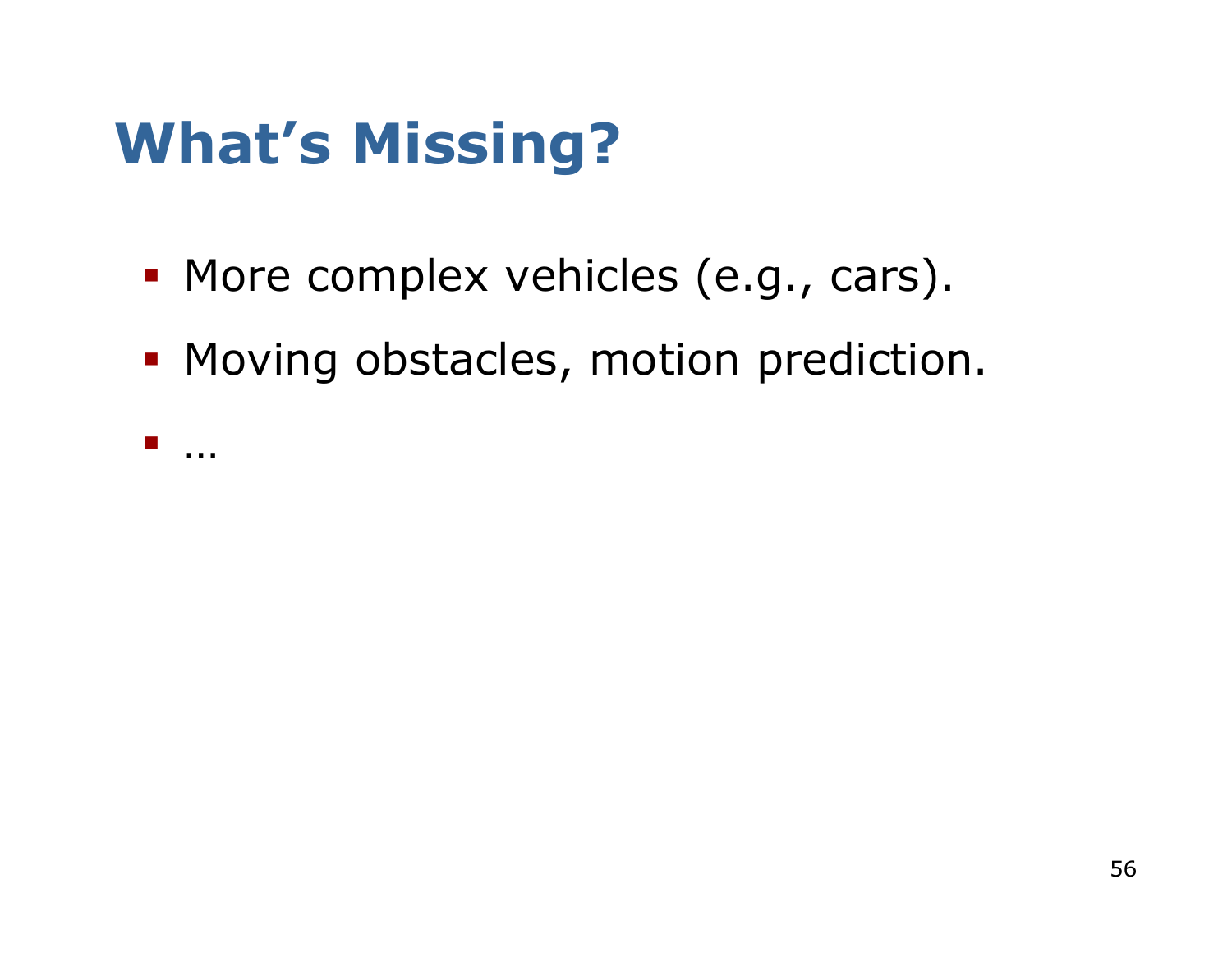# What's Missing?

- More complex vehicles (e.g., cars).
- Moving obstacles, motion prediction.
- …